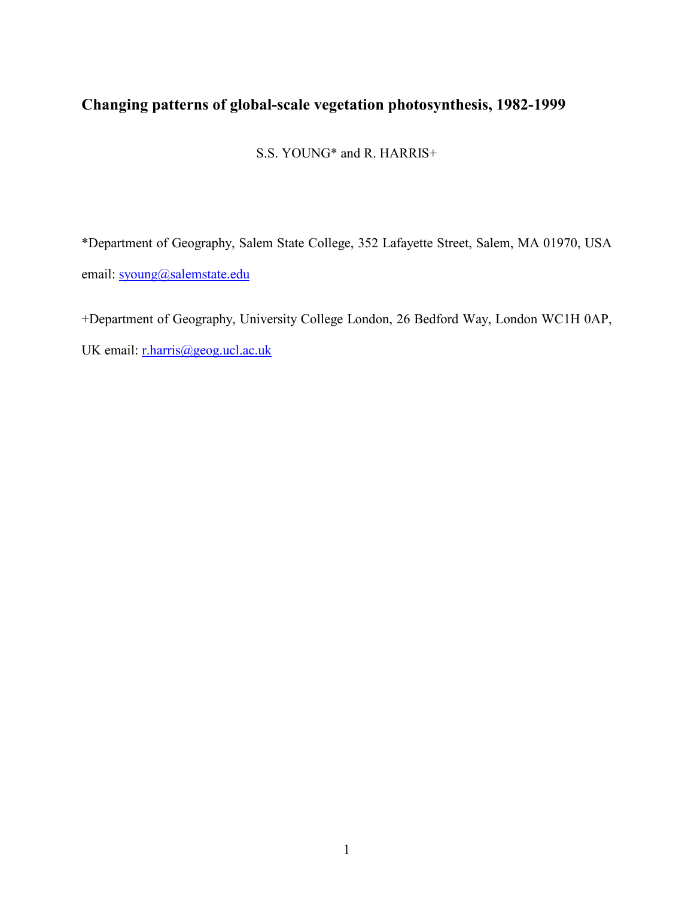# Changing patterns of global-scale vegetation photosynthesis, 1982-1999

S.S. YOUNG* and R. HARRIS+

*Department of Geography, Salem State College, 352 Lafayette Street, Salem, MA 01970, USA email: syoung@salemstate.edu

+Department of Geography, University College London, 26 Bedford Way, London WC1H 0AP, UK email: r.harris@geog.ucl.ac.uk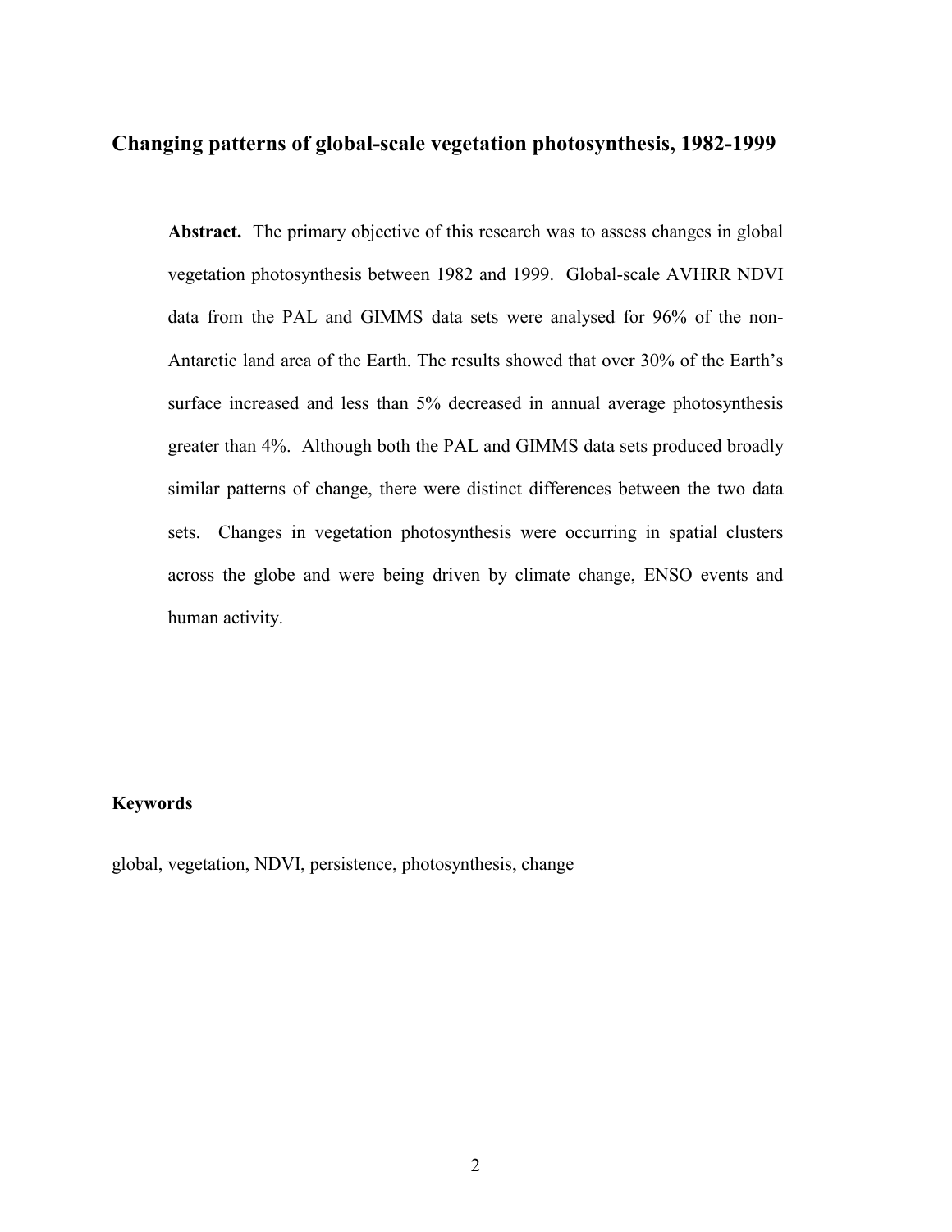# Changing patterns of global-scale vegetation photosynthesis, 1982-1999

**Abstract.** The primary objective of this research was to assess changes in global vegetation photosynthesis between 1982 and 1999. Global-scale AVHRR NDVI data from the PAL and GIMMS data sets were analysed for 96% of the non-Antarctic land area of the Earth. The results showed that over 30% of the Earth's surface increased and less than 5% decreased in annual average photosynthesis greater than 4%. Although both the PAL and GIMMS data sets produced broadly similar patterns of change, there were distinct differences between the two data sets. Changes in vegetation photosynthesis were occurring in spatial clusters across the globe and were being driven by climate change, ENSO events and human activity.

**Keywords**

global, vegetation, NDVI, persistence, photosynthesis, change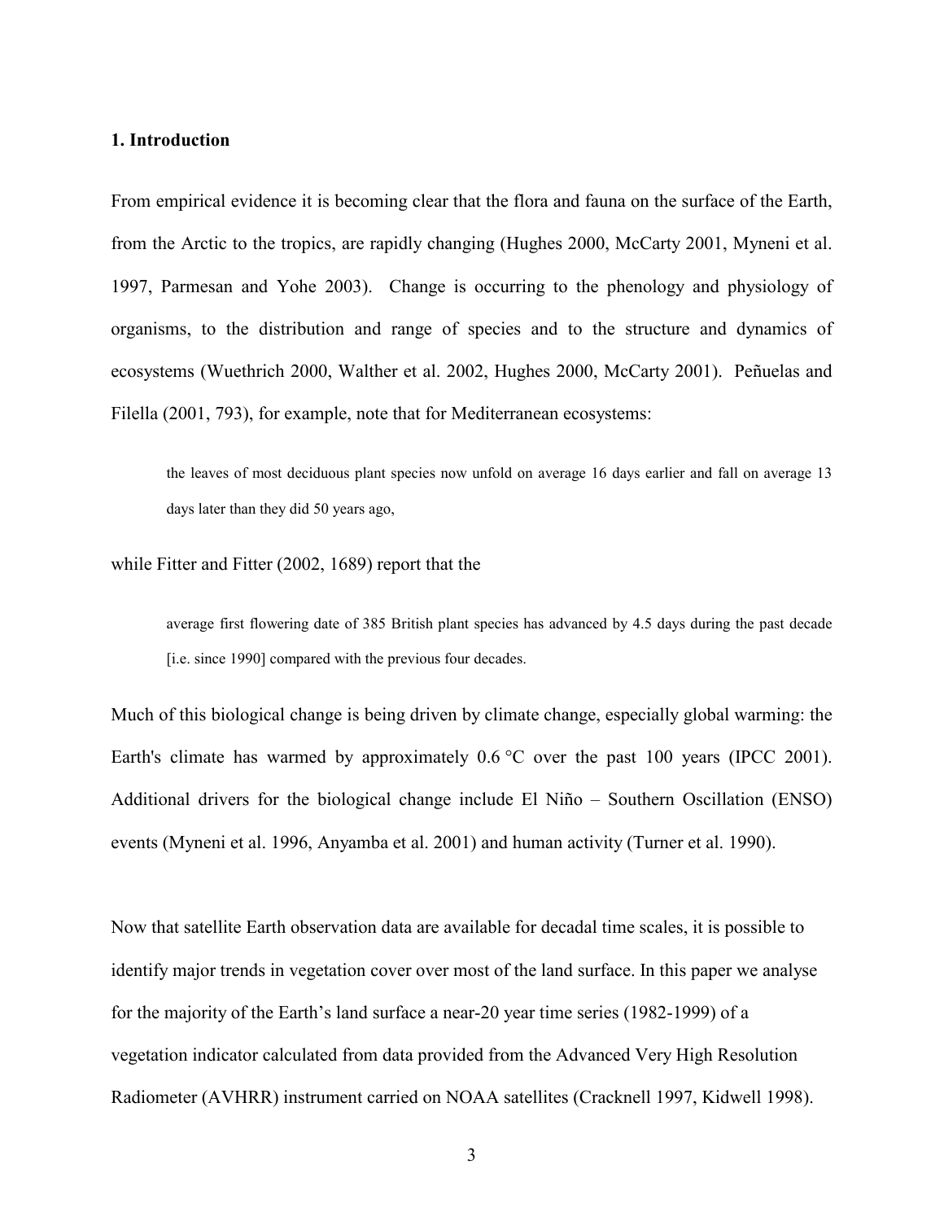## 1. Introduction

From empirical evidence it is becoming clear that the flora and fauna on the surface of the Earth, from the Arctic to the tropics, are rapidly changing (Hughes 2000, McCarty 2001, Myneni et al. 1997, Parmesan and Yohe 2003). Change is occurring to the phenology and physiology of organisms, to the distribution and range of species and to the structure and dynamics of ecosystems (Wuethrich 2000, Walther et al. 2002, Hughes 2000, McCarty 2001). Peñuelas and Filella (2001, 793), for example, note that for Mediterranean ecosystems:

> the leaves of most deciduous plant species now unfold on average 16 days earlier and fall on average 13 days later than they did 50 years ago,

while Fitter and Fitter (2002, 1689) report that the

> average first flowering date of 385 British plant species has advanced by 4.5 days during the past decade [i.e. since 1990] compared with the previous four decades.

Much of this biological change is being driven by climate change, especially global warming: the Earth's climate has warmed by approximately 0.6 °C over the past 100 years (IPCC 2001). Additional drivers for the biological change include El Niño – Southern Oscillation (ENSO) events (Myneni et al. 1996, Anyamba et al. 2001) and human activity (Turner et al. 1990).

Now that satellite Earth observation data are available for decadal time scales, it is possible to identify major trends in vegetation cover over most of the land surface. In this paper we analyse for the majority of the Earth's land surface a near-20 year time series (1982-1999) of a vegetation indicator calculated from data provided from the Advanced Very High Resolution Radiometer (AVHRR) instrument carried on NOAA satellites (Cracknell 1997, Kidwell 1998).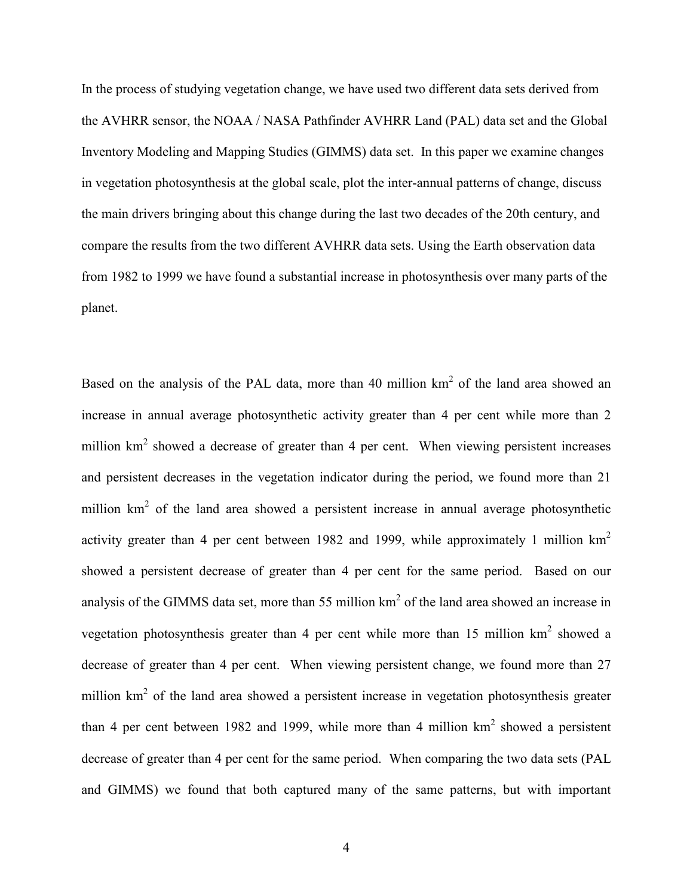In the process of studying vegetation change, we have used two different data sets derived from the AVHRR sensor, the NOAA / NASA Pathfinder AVHRR Land (PAL) data set and the Global Inventory Modeling and Mapping Studies (GIMMS) data set. In this paper we examine changes in vegetation photosynthesis at the global scale, plot the inter-annual patterns of change, discuss the main drivers bringing about this change during the last two decades of the 20th century, and compare the results from the two different AVHRR data sets. Using the Earth observation data from 1982 to 1999 we have found a substantial increase in photosynthesis over many parts of the planet.

Based on the analysis of the PAL data, more than 40 million $km^2$ of the land area showed an increase in annual average photosynthetic activity greater than 4 per cent while more than 2 million $km^2$ showed a decrease of greater than 4 per cent. When viewing persistent increases and persistent decreases in the vegetation indicator during the period, we found more than 21 million $km^2$ of the land area showed a persistent increase in annual average photosynthetic activity greater than 4 per cent between 1982 and 1999, while approximately 1 million $km^2$ showed a persistent decrease of greater than 4 per cent for the same period. Based on our analysis of the GIMMS data set, more than 55 million $km^2$ of the land area showed an increase in vegetation photosynthesis greater than 4 per cent while more than 15 million $km^2$ showed a decrease of greater than 4 per cent. When viewing persistent change, we found more than 27 million $km^2$ of the land area showed a persistent increase in vegetation photosynthesis greater than 4 per cent between 1982 and 1999, while more than 4 million $km^2$ showed a persistent decrease of greater than 4 per cent for the same period. When comparing the two data sets (PAL and GIMMS) we found that both captured many of the same patterns, but with important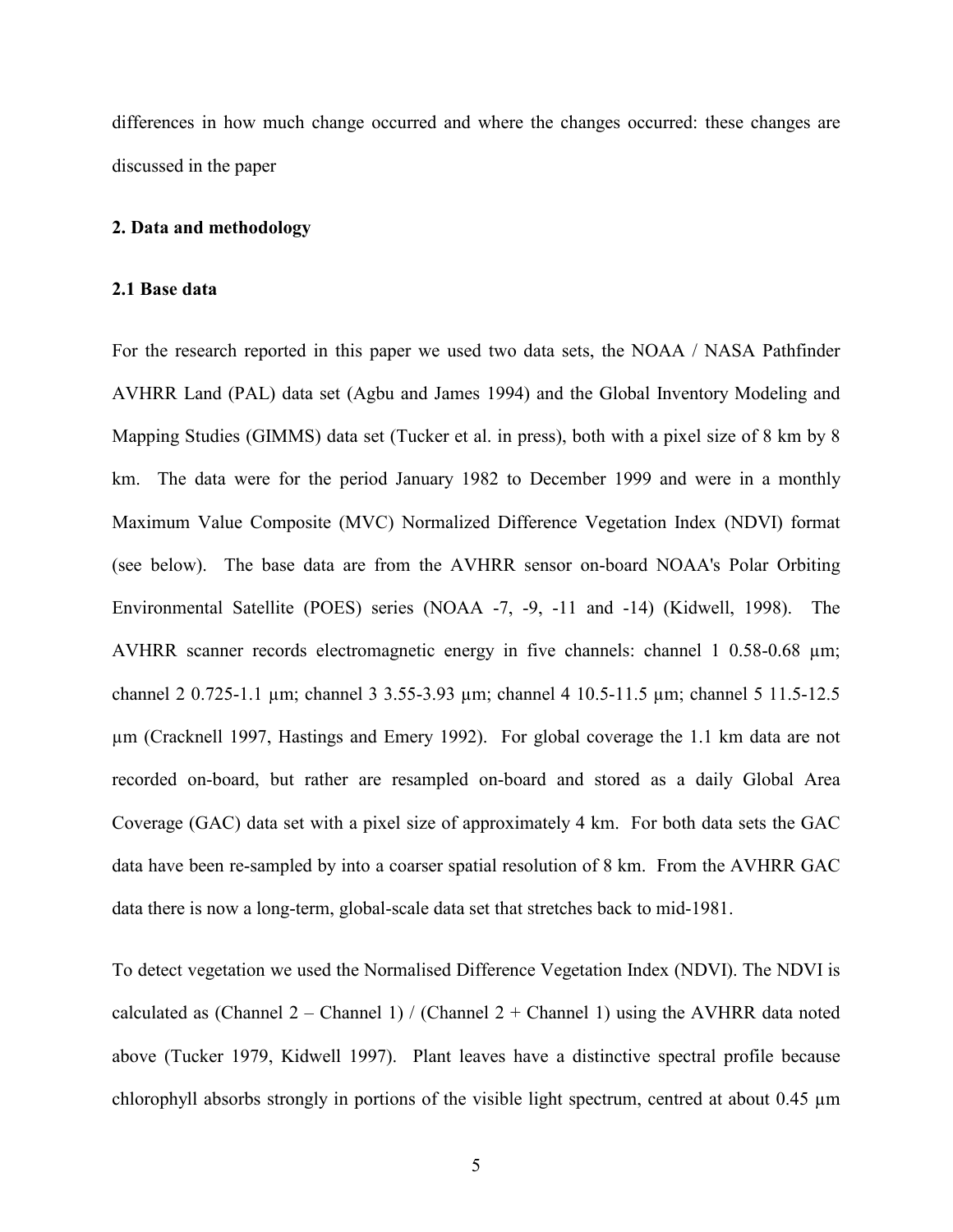differences in how much change occurred and where the changes occurred: these changes are discussed in the paper

## 2. Data and methodology

### 2.1 Base data

For the research reported in this paper we used two data sets, the NOAA / NASA Pathfinder AVHRR Land (PAL) data set (Agbu and James 1994) and the Global Inventory Modeling and Mapping Studies (GIMMS) data set (Tucker et al. in press), both with a pixel size of 8 km by 8 km. The data were for the period January 1982 to December 1999 and were in a monthly Maximum Value Composite (MVC) Normalized Difference Vegetation Index (NDVI) format (see below). The base data are from the AVHRR sensor on-board NOAA's Polar Orbiting Environmental Satellite (POES) series (NOAA -7, -9, -11 and -14) (Kidwell, 1998). The AVHRR scanner records electromagnetic energy in five channels: channel 1 0.58-0.68 μm; channel 2 0.725-1.1 μm; channel 3 3.55-3.93 μm; channel 4 10.5-11.5 μm; channel 5 11.5-12.5 μm (Cracknell 1997, Hastings and Emery 1992). For global coverage the 1.1 km data are not recorded on-board, but rather are resampled on-board and stored as a daily Global Area Coverage (GAC) data set with a pixel size of approximately 4 km. For both data sets the GAC data have been re-sampled by into a coarser spatial resolution of 8 km. From the AVHRR GAC data there is now a long-term, global-scale data set that stretches back to mid-1981.

To detect vegetation we used the Normalised Difference Vegetation Index (NDVI). The NDVI is calculated as (Channel 2 – Channel 1) / (Channel 2 + Channel 1) using the AVHRR data noted above (Tucker 1979, Kidwell 1997). Plant leaves have a distinctive spectral profile because chlorophyll absorbs strongly in portions of the visible light spectrum, centred at about 0.45 μm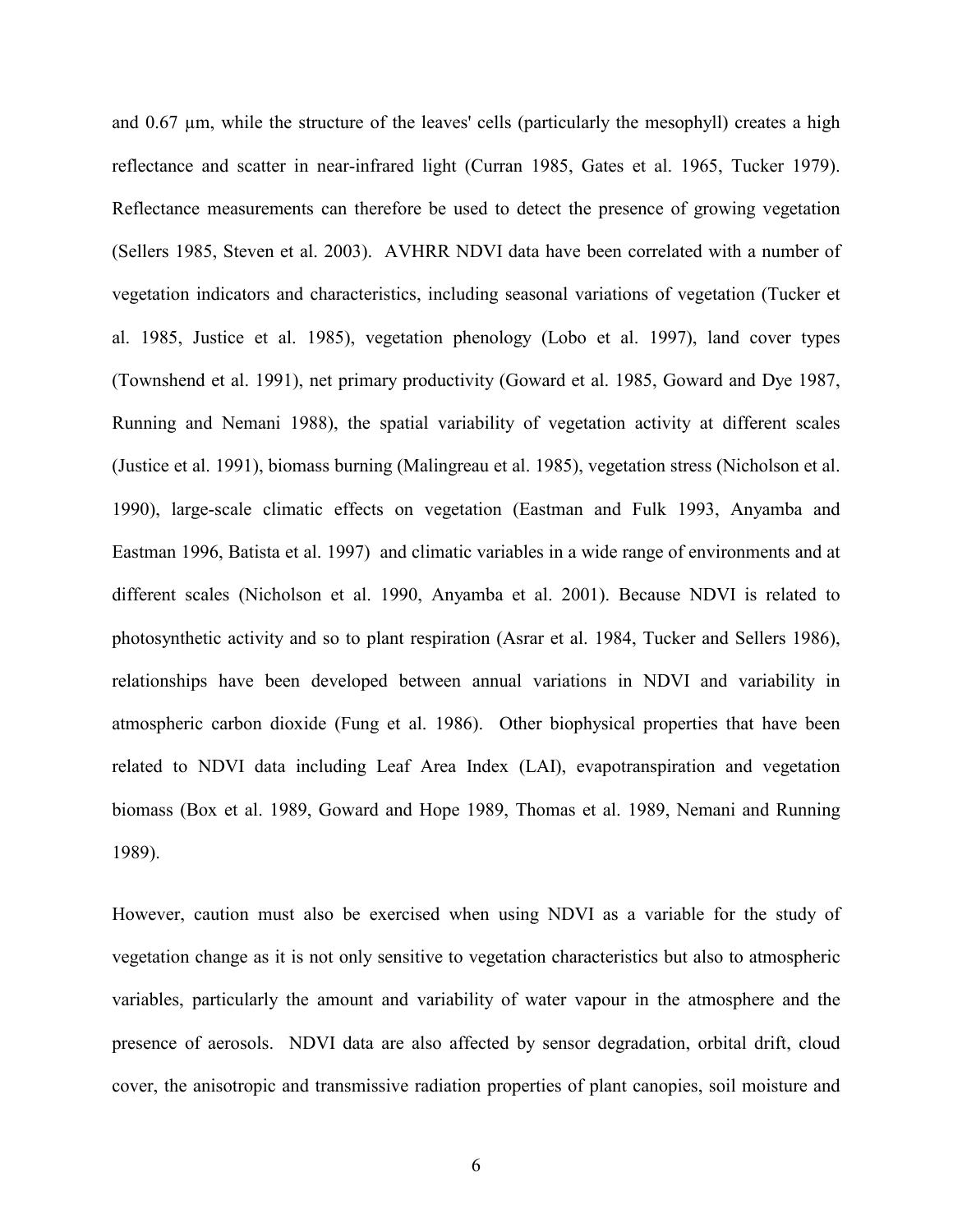and 0.67 µm, while the structure of the leaves' cells (particularly the mesophyll) creates a high reflectance and scatter in near-infrared light (Curran 1985, Gates et al. 1965, Tucker 1979). Reflectance measurements can therefore be used to detect the presence of growing vegetation (Sellers 1985, Steven et al. 2003). AVHRR NDVI data have been correlated with a number of vegetation indicators and characteristics, including seasonal variations of vegetation (Tucker et al. 1985, Justice et al. 1985), vegetation phenology (Lobo et al. 1997), land cover types (Townshend et al. 1991), net primary productivity (Goward et al. 1985, Goward and Dye 1987, Running and Nemani 1988), the spatial variability of vegetation activity at different scales (Justice et al. 1991), biomass burning (Malingreau et al. 1985), vegetation stress (Nicholson et al. 1990), large-scale climatic effects on vegetation (Eastman and Fulk 1993, Anyamba and Eastman 1996, Batista et al. 1997) and climatic variables in a wide range of environments and at different scales (Nicholson et al. 1990, Anyamba et al. 2001). Because NDVI is related to photosynthetic activity and so to plant respiration (Asrar et al. 1984, Tucker and Sellers 1986), relationships have been developed between annual variations in NDVI and variability in atmospheric carbon dioxide (Fung et al. 1986). Other biophysical properties that have been related to NDVI data including Leaf Area Index (LAI), evapotranspiration and vegetation biomass (Box et al. 1989, Goward and Hope 1989, Thomas et al. 1989, Nemani and Running 1989).

However, caution must also be exercised when using NDVI as a variable for the study of vegetation change as it is not only sensitive to vegetation characteristics but also to atmospheric variables, particularly the amount and variability of water vapour in the atmosphere and the presence of aerosols. NDVI data are also affected by sensor degradation, orbital drift, cloud cover, the anisotropic and transmissive radiation properties of plant canopies, soil moisture and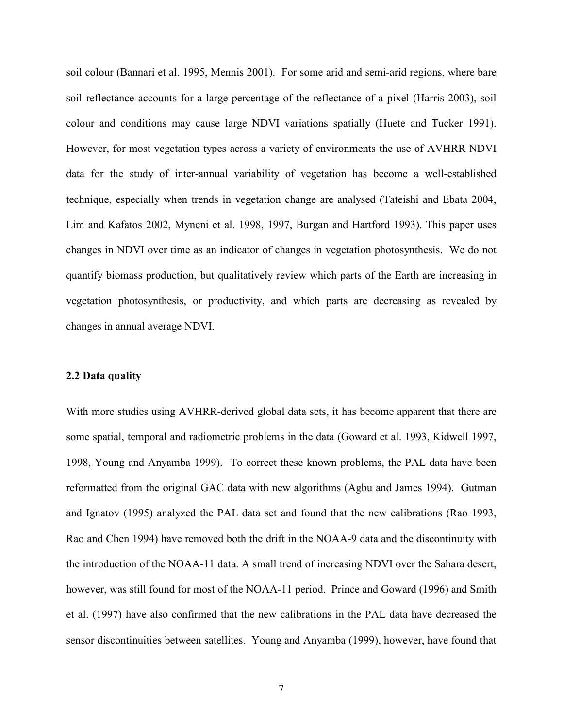soil colour (Bannari et al. 1995, Mennis 2001). For some arid and semi-arid regions, where bare soil reflectance accounts for a large percentage of the reflectance of a pixel (Harris 2003), soil colour and conditions may cause large NDVI variations spatially (Huete and Tucker 1991). However, for most vegetation types across a variety of environments the use of AVHRR NDVI data for the study of inter-annual variability of vegetation has become a well-established technique, especially when trends in vegetation change are analysed (Tateishi and Ebata 2004, Lim and Kafatos 2002, Myneni et al. 1998, 1997, Burgan and Hartford 1993). This paper uses changes in NDVI over time as an indicator of changes in vegetation photosynthesis. We do not quantify biomass production, but qualitatively review which parts of the Earth are increasing in vegetation photosynthesis, or productivity, and which parts are decreasing as revealed by changes in annual average NDVI.

### 2.2 Data quality

With more studies using AVHRR-derived global data sets, it has become apparent that there are some spatial, temporal and radiometric problems in the data (Goward et al. 1993, Kidwell 1997, 1998, Young and Anyamba 1999). To correct these known problems, the PAL data have been reformatted from the original GAC data with new algorithms (Agbu and James 1994). Gutman and Ignatov (1995) analyzed the PAL data set and found that the new calibrations (Rao 1993, Rao and Chen 1994) have removed both the drift in the NOAA-9 data and the discontinuity with the introduction of the NOAA-11 data. A small trend of increasing NDVI over the Sahara desert, however, was still found for most of the NOAA-11 period. Prince and Goward (1996) and Smith et al. (1997) have also confirmed that the new calibrations in the PAL data have decreased the sensor discontinuities between satellites. Young and Anyamba (1999), however, have found that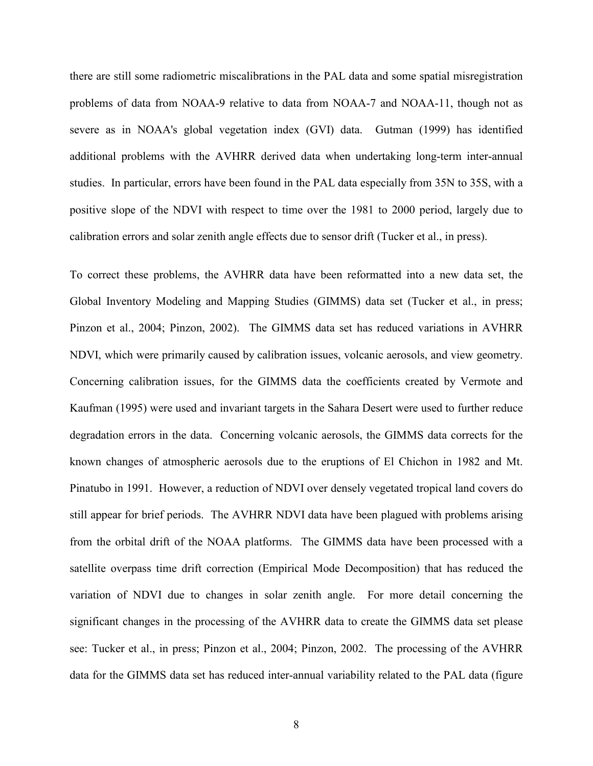there are still some radiometric miscalibrations in the PAL data and some spatial misregistration problems of data from NOAA-9 relative to data from NOAA-7 and NOAA-11, though not as severe as in NOAA's global vegetation index (GVI) data. Gutman (1999) has identified additional problems with the AVHRR derived data when undertaking long-term inter-annual studies. In particular, errors have been found in the PAL data especially from 35N to 35S, with a positive slope of the NDVI with respect to time over the 1981 to 2000 period, largely due to calibration errors and solar zenith angle effects due to sensor drift (Tucker et al., in press).

To correct these problems, the AVHRR data have been reformatted into a new data set, the Global Inventory Modeling and Mapping Studies (GIMMS) data set (Tucker et al., in press; Pinzon et al., 2004; Pinzon, 2002). The GIMMS data set has reduced variations in AVHRR NDVI, which were primarily caused by calibration issues, volcanic aerosols, and view geometry. Concerning calibration issues, for the GIMMS data the coefficients created by Vermote and Kaufman (1995) were used and invariant targets in the Sahara Desert were used to further reduce degradation errors in the data. Concerning volcanic aerosols, the GIMMS data corrects for the known changes of atmospheric aerosols due to the eruptions of El Chichon in 1982 and Mt. Pinatubo in 1991. However, a reduction of NDVI over densely vegetated tropical land covers do still appear for brief periods. The AVHRR NDVI data have been plagued with problems arising from the orbital drift of the NOAA platforms. The GIMMS data have been processed with a satellite overpass time drift correction (Empirical Mode Decomposition) that has reduced the variation of NDVI due to changes in solar zenith angle. For more detail concerning the significant changes in the processing of the AVHRR data to create the GIMMS data set please see: Tucker et al., in press; Pinzon et al., 2004; Pinzon, 2002. The processing of the AVHRR data for the GIMMS data set has reduced inter-annual variability related to the PAL data (figure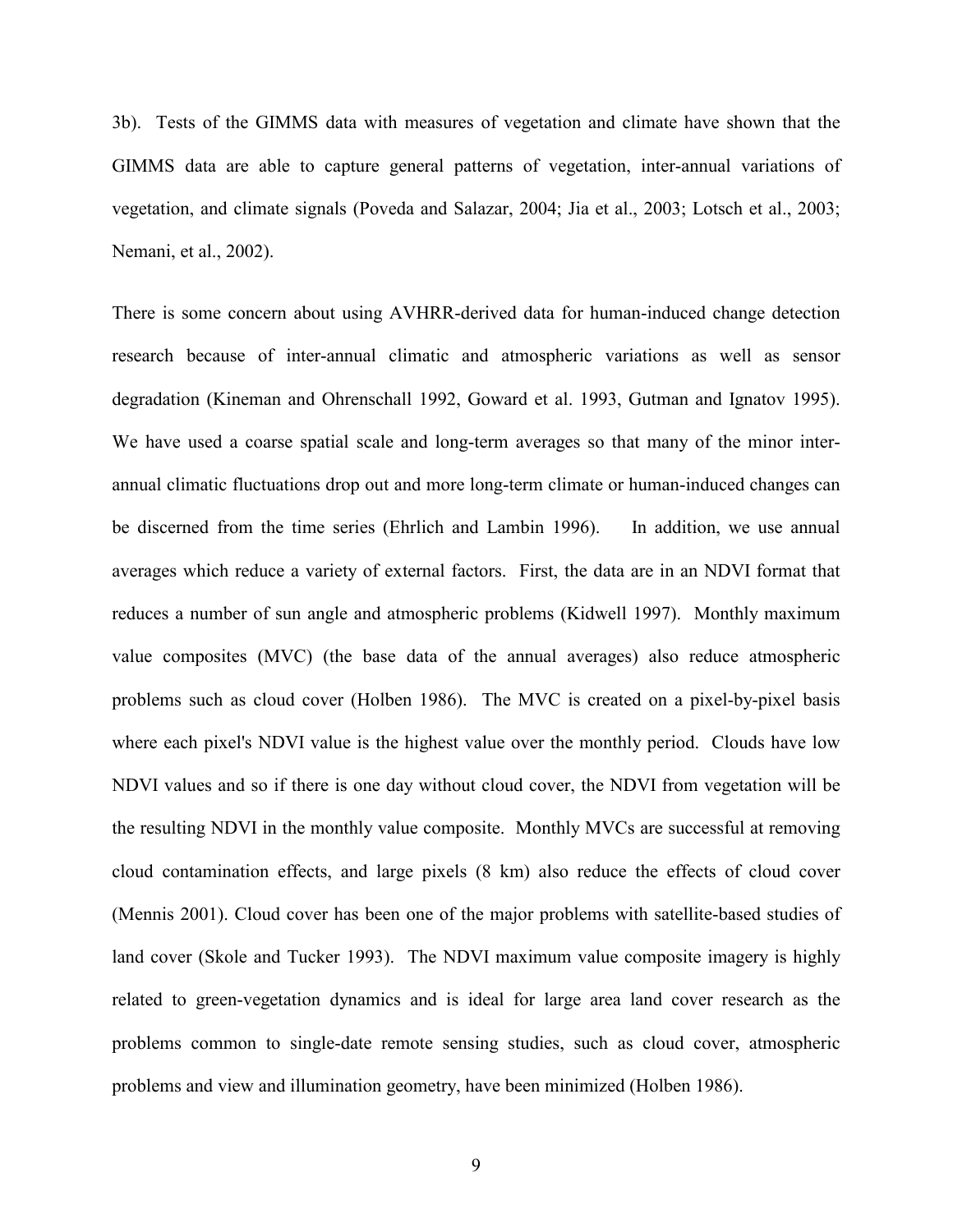3b). Tests of the GIMMS data with measures of vegetation and climate have shown that the GIMMS data are able to capture general patterns of vegetation, inter-annual variations of vegetation, and climate signals (Poveda and Salazar, 2004; Jia et al., 2003; Lotsch et al., 2003; Nemani, et al., 2002).

There is some concern about using AVHRR-derived data for human-induced change detection research because of inter-annual climatic and atmospheric variations as well as sensor degradation (Kineman and Ohrenschall 1992, Goward et al. 1993, Gutman and Ignatov 1995). We have used a coarse spatial scale and long-term averages so that many of the minor inter-annual climatic fluctuations drop out and more long-term climate or human-induced changes can be discerned from the time series (Ehrlich and Lambin 1996). In addition, we use annual averages which reduce a variety of external factors. First, the data are in an NDVI format that reduces a number of sun angle and atmospheric problems (Kidwell 1997). Monthly maximum value composites (MVC) (the base data of the annual averages) also reduce atmospheric problems such as cloud cover (Holben 1986). The MVC is created on a pixel-by-pixel basis where each pixel's NDVI value is the highest value over the monthly period. Clouds have low NDVI values and so if there is one day without cloud cover, the NDVI from vegetation will be the resulting NDVI in the monthly value composite. Monthly MVCs are successful at removing cloud contamination effects, and large pixels (8 km) also reduce the effects of cloud cover (Mennis 2001). Cloud cover has been one of the major problems with satellite-based studies of land cover (Skole and Tucker 1993). The NDVI maximum value composite imagery is highly related to green-vegetation dynamics and is ideal for large area land cover research as the problems common to single-date remote sensing studies, such as cloud cover, atmospheric problems and view and illumination geometry, have been minimized (Holben 1986).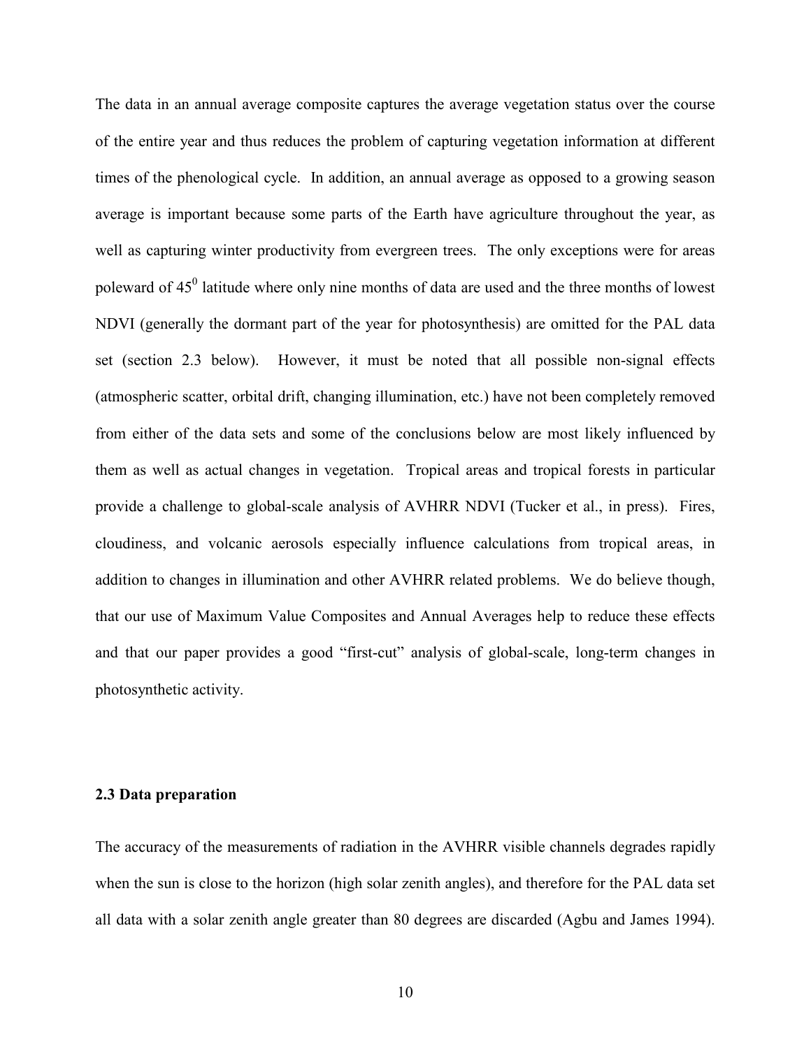The data in an annual average composite captures the average vegetation status over the course of the entire year and thus reduces the problem of capturing vegetation information at different times of the phenological cycle. In addition, an annual average as opposed to a growing season average is important because some parts of the Earth have agriculture throughout the year, as well as capturing winter productivity from evergreen trees. The only exceptions were for areas poleward of $45^0$ latitude where only nine months of data are used and the three months of lowest NDVI (generally the dormant part of the year for photosynthesis) are omitted for the PAL data set (section 2.3 below). However, it must be noted that all possible non-signal effects (atmospheric scatter, orbital drift, changing illumination, etc.) have not been completely removed from either of the data sets and some of the conclusions below are most likely influenced by them as well as actual changes in vegetation. Tropical areas and tropical forests in particular provide a challenge to global-scale analysis of AVHRR NDVI (Tucker et al., in press). Fires, cloudiness, and volcanic aerosols especially influence calculations from tropical areas, in addition to changes in illumination and other AVHRR related problems. We do believe though, that our use of Maximum Value Composites and Annual Averages help to reduce these effects and that our paper provides a good "first-cut" analysis of global-scale, long-term changes in photosynthetic activity.

### 2.3 Data preparation

The accuracy of the measurements of radiation in the AVHRR visible channels degrades rapidly when the sun is close to the horizon (high solar zenith angles), and therefore for the PAL data set all data with a solar zenith angle greater than 80 degrees are discarded (Agbu and James 1994).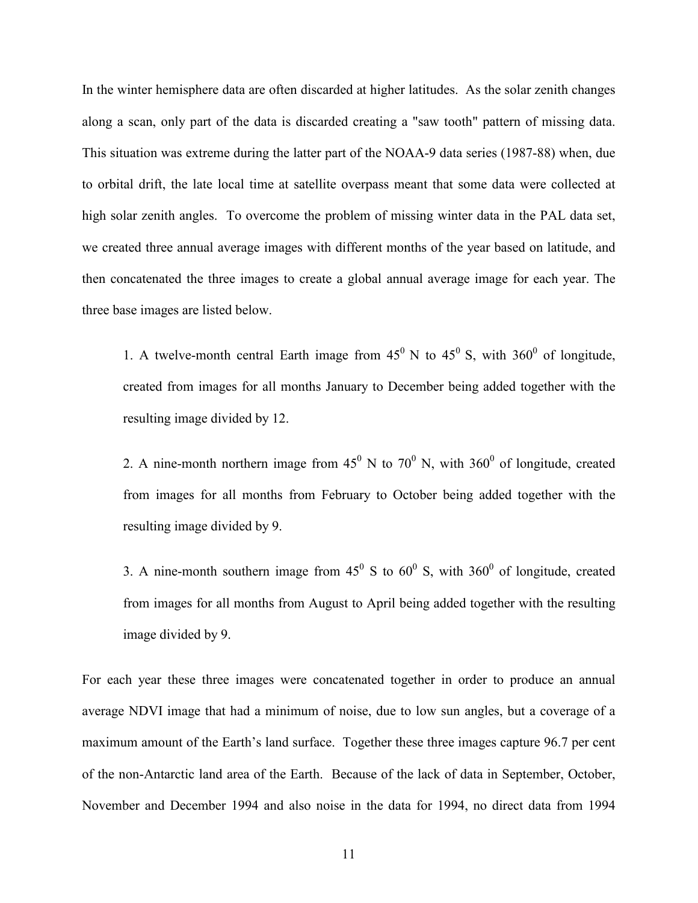In the winter hemisphere data are often discarded at higher latitudes. As the solar zenith changes along a scan, only part of the data is discarded creating a "saw tooth" pattern of missing data. This situation was extreme during the latter part of the NOAA-9 data series (1987-88) when, due to orbital drift, the late local time at satellite overpass meant that some data were collected at high solar zenith angles. To overcome the problem of missing winter data in the PAL data set, we created three annual average images with different months of the year based on latitude, and then concatenated the three images to create a global annual average image for each year. The three base images are listed below.

1. A twelve-month central Earth image from $45^0$ N to $45^0$ S, with $360^0$ of longitude, created from images for all months January to December being added together with the resulting image divided by 12.

2. A nine-month northern image from $45^0$ N to $70^0$ N, with $360^0$ of longitude, created from images for all months from February to October being added together with the resulting image divided by 9.

3. A nine-month southern image from $45^0$ S to $60^0$ S, with $360^0$ of longitude, created from images for all months from August to April being added together with the resulting image divided by 9.

For each year these three images were concatenated together in order to produce an annual average NDVI image that had a minimum of noise, due to low sun angles, but a coverage of a maximum amount of the Earth's land surface. Together these three images capture 96.7 per cent of the non-Antarctic land area of the Earth. Because of the lack of data in September, October, November and December 1994 and also noise in the data for 1994, no direct data from 1994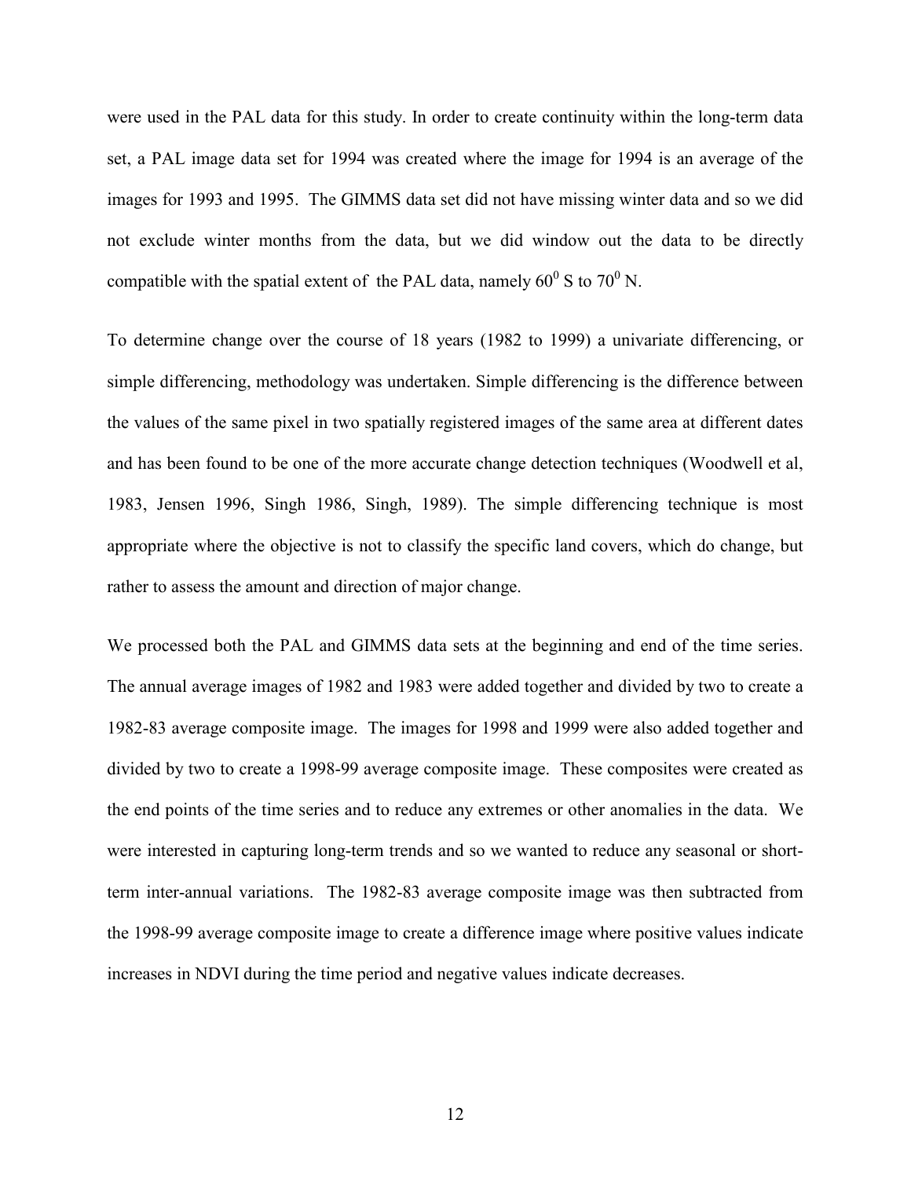were used in the PAL data for this study. In order to create continuity within the long-term data set, a PAL image data set for 1994 was created where the image for 1994 is an average of the images for 1993 and 1995. The GIMMS data set did not have missing winter data and so we did not exclude winter months from the data, but we did window out the data to be directly compatible with the spatial extent of the PAL data, namely $60^0$ S to $70^0$ N.

To determine change over the course of 18 years (1982 to 1999) a univariate differencing, or simple differencing, methodology was undertaken. Simple differencing is the difference between the values of the same pixel in two spatially registered images of the same area at different dates and has been found to be one of the more accurate change detection techniques (Woodwell et al, 1983, Jensen 1996, Singh 1986, Singh, 1989). The simple differencing technique is most appropriate where the objective is not to classify the specific land covers, which do change, but rather to assess the amount and direction of major change.

We processed both the PAL and GIMMS data sets at the beginning and end of the time series. The annual average images of 1982 and 1983 were added together and divided by two to create a 1982-83 average composite image. The images for 1998 and 1999 were also added together and divided by two to create a 1998-99 average composite image. These composites were created as the end points of the time series and to reduce any extremes or other anomalies in the data. We were interested in capturing long-term trends and so we wanted to reduce any seasonal or short-term inter-annual variations. The 1982-83 average composite image was then subtracted from the 1998-99 average composite image to create a difference image where positive values indicate increases in NDVI during the time period and negative values indicate decreases.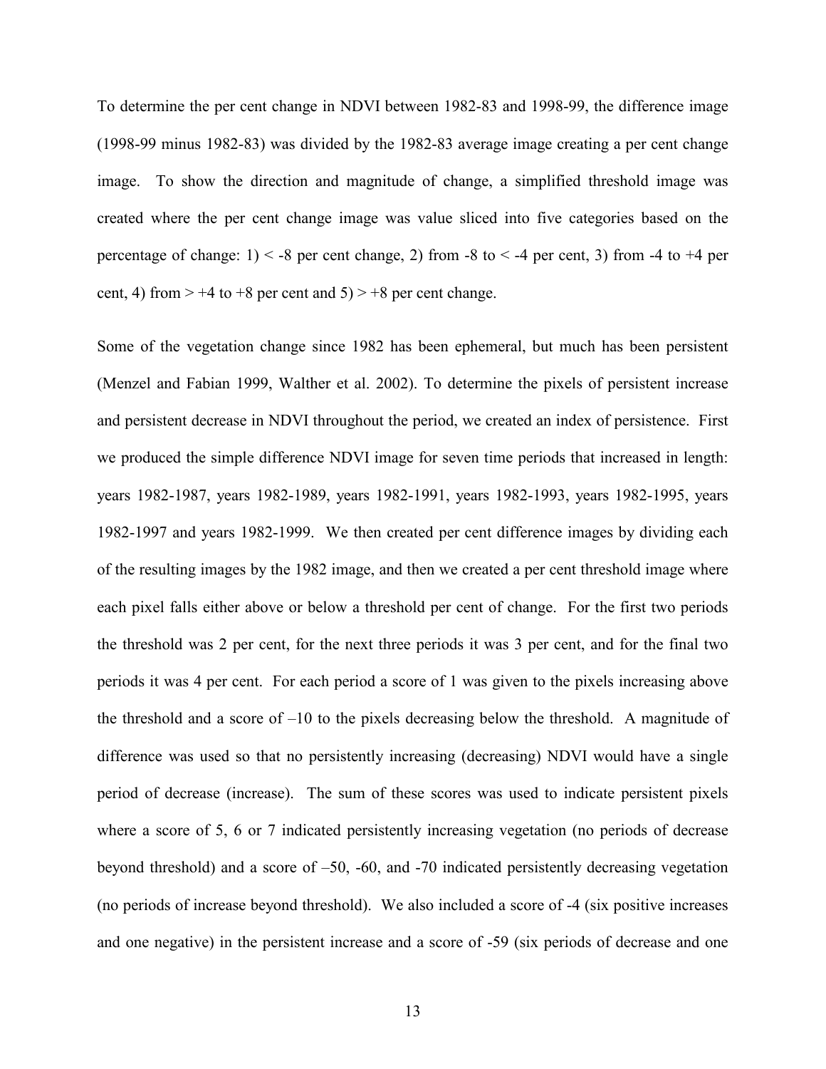To determine the per cent change in NDVI between 1982-83 and 1998-99, the difference image (1998-99 minus 1982-83) was divided by the 1982-83 average image creating a per cent change image. To show the direction and magnitude of change, a simplified threshold image was created where the per cent change image was value sliced into five categories based on the percentage of change: 1) < -8 per cent change, 2) from -8 to < -4 per cent, 3) from -4 to +4 per cent, 4) from > +4 to +8 per cent and 5) > +8 per cent change.

Some of the vegetation change since 1982 has been ephemeral, but much has been persistent (Menzel and Fabian 1999, Walther et al. 2002). To determine the pixels of persistent increase and persistent decrease in NDVI throughout the period, we created an index of persistence. First we produced the simple difference NDVI image for seven time periods that increased in length: years 1982-1987, years 1982-1989, years 1982-1991, years 1982-1993, years 1982-1995, years 1982-1997 and years 1982-1999. We then created per cent difference images by dividing each of the resulting images by the 1982 image, and then we created a per cent threshold image where each pixel falls either above or below a threshold per cent of change. For the first two periods the threshold was 2 per cent, for the next three periods it was 3 per cent, and for the final two periods it was 4 per cent. For each period a score of 1 was given to the pixels increasing above the threshold and a score of –10 to the pixels decreasing below the threshold. A magnitude of difference was used so that no persistently increasing (decreasing) NDVI would have a single period of decrease (increase). The sum of these scores was used to indicate persistent pixels where a score of 5, 6 or 7 indicated persistently increasing vegetation (no periods of decrease beyond threshold) and a score of –50, -60, and -70 indicated persistently decreasing vegetation (no periods of increase beyond threshold). We also included a score of -4 (six positive increases and one negative) in the persistent increase and a score of -59 (six periods of decrease and one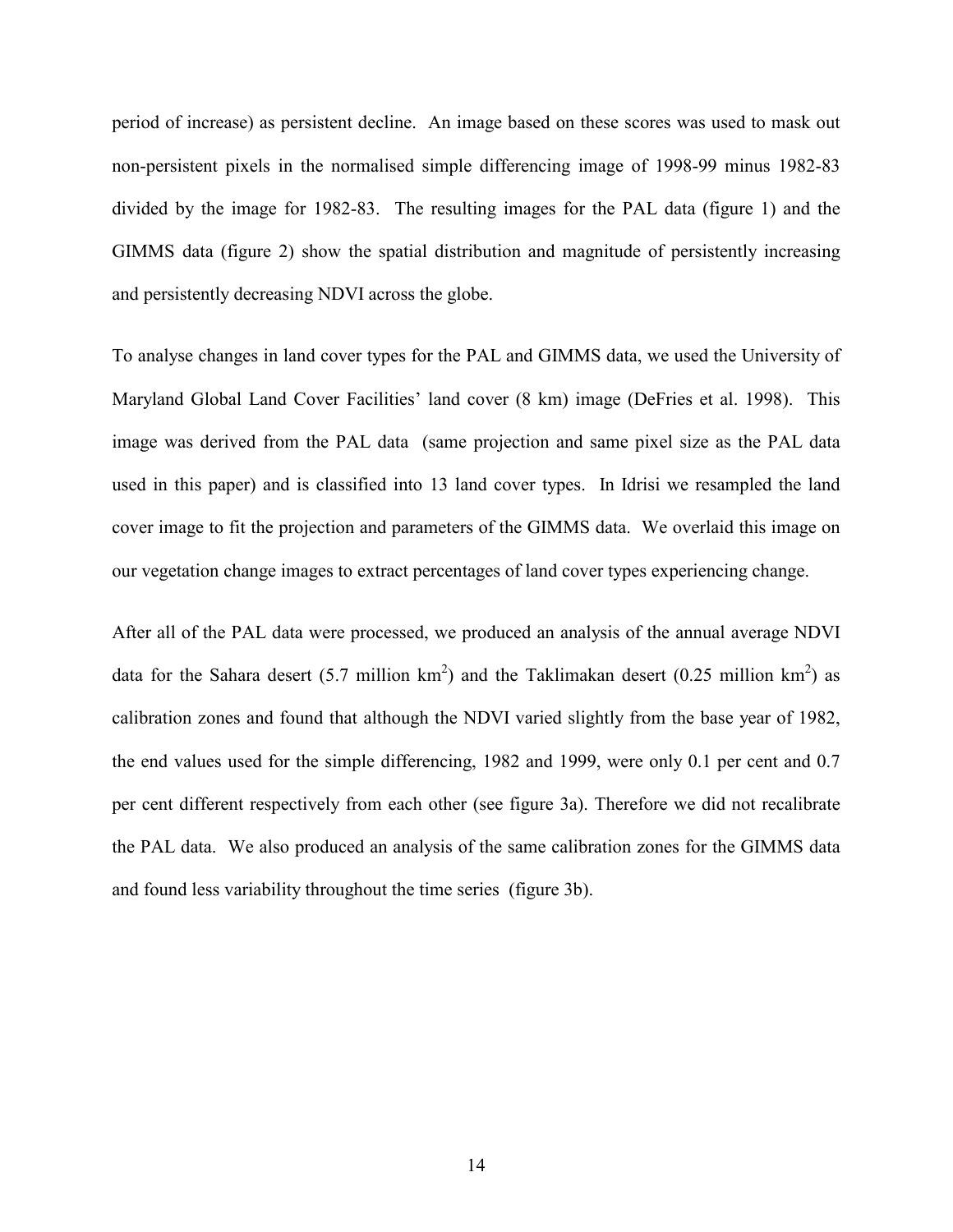period of increase) as persistent decline. An image based on these scores was used to mask out non-persistent pixels in the normalised simple differencing image of 1998-99 minus 1982-83 divided by the image for 1982-83. The resulting images for the PAL data (figure 1) and the GIMMS data (figure 2) show the spatial distribution and magnitude of persistently increasing and persistently decreasing NDVI across the globe.

To analyse changes in land cover types for the PAL and GIMMS data, we used the University of Maryland Global Land Cover Facilities' land cover (8 km) image (DeFries et al. 1998). This image was derived from the PAL data (same projection and same pixel size as the PAL data used in this paper) and is classified into 13 land cover types. In Idrisi we resampled the land cover image to fit the projection and parameters of the GIMMS data. We overlaid this image on our vegetation change images to extract percentages of land cover types experiencing change.

After all of the PAL data were processed, we produced an analysis of the annual average NDVI data for the Sahara desert (5.7 million $km^2$) and the Taklimakan desert (0.25 million $km^2$) as calibration zones and found that although the NDVI varied slightly from the base year of 1982, the end values used for the simple differencing, 1982 and 1999, were only 0.1 per cent and 0.7 per cent different respectively from each other (see figure 3a). Therefore we did not recalibrate the PAL data. We also produced an analysis of the same calibration zones for the GIMMS data and found less variability throughout the time series (figure 3b).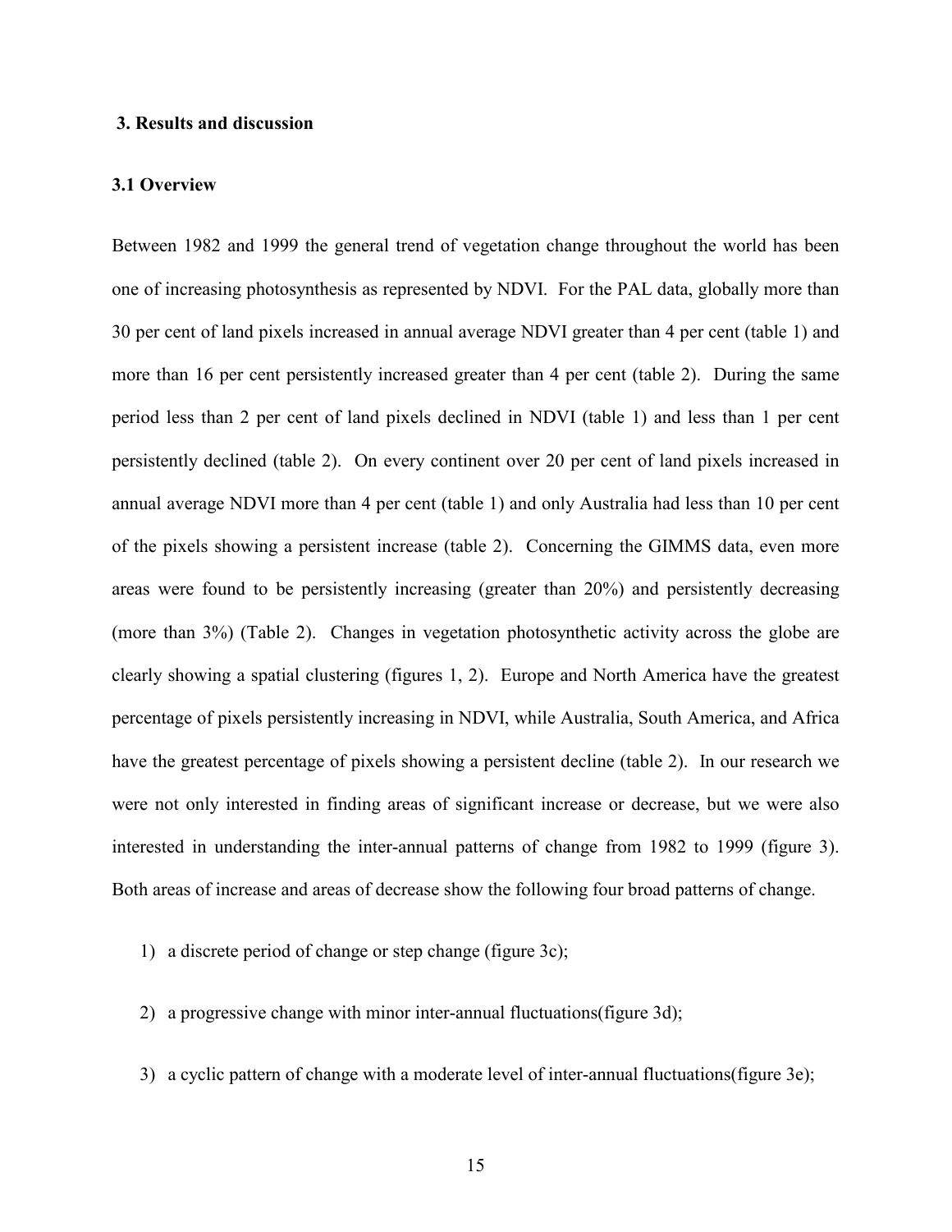## 3. Results and discussion

### 3.1 Overview

Between 1982 and 1999 the general trend of vegetation change throughout the world has been one of increasing photosynthesis as represented by NDVI. For the PAL data, globally more than 30 per cent of land pixels increased in annual average NDVI greater than 4 per cent (table 1) and more than 16 per cent persistently increased greater than 4 per cent (table 2). During the same period less than 2 per cent of land pixels declined in NDVI (table 1) and less than 1 per cent persistently declined (table 2). On every continent over 20 per cent of land pixels increased in annual average NDVI more than 4 per cent (table 1) and only Australia had less than 10 per cent of the pixels showing a persistent increase (table 2). Concerning the GIMMS data, even more areas were found to be persistently increasing (greater than 20%) and persistently decreasing (more than 3%) (Table 2). Changes in vegetation photosynthetic activity across the globe are clearly showing a spatial clustering (figures 1, 2). Europe and North America have the greatest percentage of pixels persistently increasing in NDVI, while Australia, South America, and Africa have the greatest percentage of pixels showing a persistent decline (table 2). In our research we were not only interested in finding areas of significant increase or decrease, but we were also interested in understanding the inter-annual patterns of change from 1982 to 1999 (figure 3). Both areas of increase and areas of decrease show the following four broad patterns of change.

1) a discrete period of change or step change (figure 3c);
2) a progressive change with minor inter-annual fluctuations(figure 3d);
3) a cyclic pattern of change with a moderate level of inter-annual fluctuations(figure 3e);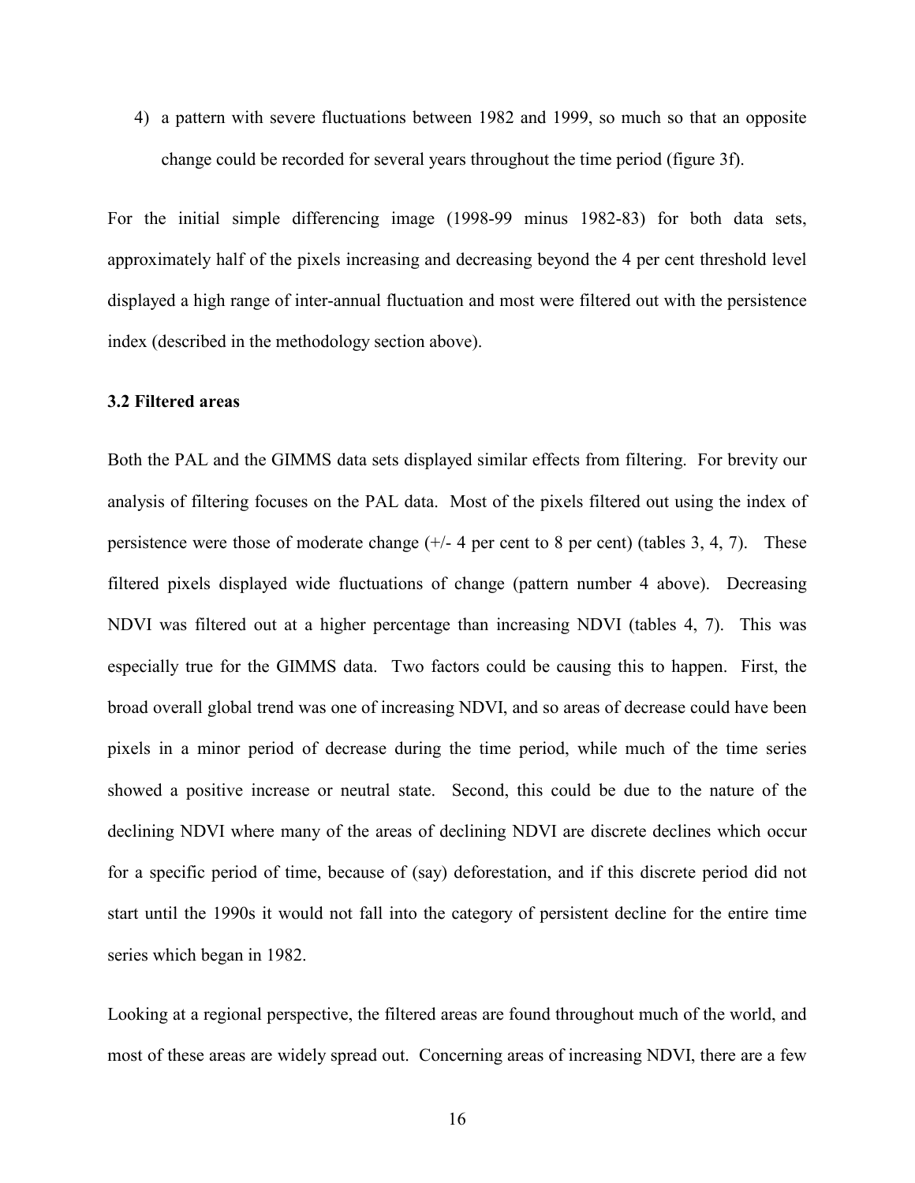4) a pattern with severe fluctuations between 1982 and 1999, so much so that an opposite change could be recorded for several years throughout the time period (figure 3f).

For the initial simple differencing image (1998-99 minus 1982-83) for both data sets, approximately half of the pixels increasing and decreasing beyond the 4 per cent threshold level displayed a high range of inter-annual fluctuation and most were filtered out with the persistence index (described in the methodology section above).

### 3.2 Filtered areas

Both the PAL and the GIMMS data sets displayed similar effects from filtering. For brevity our analysis of filtering focuses on the PAL data. Most of the pixels filtered out using the index of persistence were those of moderate change (+/- 4 per cent to 8 per cent) (tables 3, 4, 7). These filtered pixels displayed wide fluctuations of change (pattern number 4 above). Decreasing NDVI was filtered out at a higher percentage than increasing NDVI (tables 4, 7). This was especially true for the GIMMS data. Two factors could be causing this to happen. First, the broad overall global trend was one of increasing NDVI, and so areas of decrease could have been pixels in a minor period of decrease during the time period, while much of the time series showed a positive increase or neutral state. Second, this could be due to the nature of the declining NDVI where many of the areas of declining NDVI are discrete declines which occur for a specific period of time, because of (say) deforestation, and if this discrete period did not start until the 1990s it would not fall into the category of persistent decline for the entire time series which began in 1982.

Looking at a regional perspective, the filtered areas are found throughout much of the world, and most of these areas are widely spread out. Concerning areas of increasing NDVI, there are a few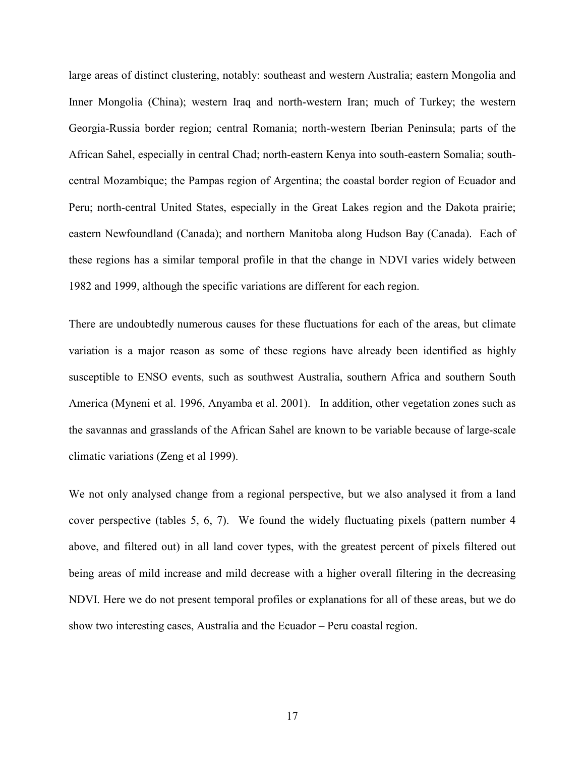large areas of distinct clustering, notably: southeast and western Australia; eastern Mongolia and Inner Mongolia (China); western Iraq and north-western Iran; much of Turkey; the western Georgia-Russia border region; central Romania; north-western Iberian Peninsula; parts of the African Sahel, especially in central Chad; north-eastern Kenya into south-eastern Somalia; south-central Mozambique; the Pampas region of Argentina; the coastal border region of Ecuador and Peru; north-central United States, especially in the Great Lakes region and the Dakota prairie; eastern Newfoundland (Canada); and northern Manitoba along Hudson Bay (Canada). Each of these regions has a similar temporal profile in that the change in NDVI varies widely between 1982 and 1999, although the specific variations are different for each region.

There are undoubtedly numerous causes for these fluctuations for each of the areas, but climate variation is a major reason as some of these regions have already been identified as highly susceptible to ENSO events, such as southwest Australia, southern Africa and southern South America (Myneni et al. 1996, Anyamba et al. 2001). In addition, other vegetation zones such as the savannas and grasslands of the African Sahel are known to be variable because of large-scale climatic variations (Zeng et al 1999).

We not only analysed change from a regional perspective, but we also analysed it from a land cover perspective (tables 5, 6, 7). We found the widely fluctuating pixels (pattern number 4 above, and filtered out) in all land cover types, with the greatest percent of pixels filtered out being areas of mild increase and mild decrease with a higher overall filtering in the decreasing NDVI. Here we do not present temporal profiles or explanations for all of these areas, but we do show two interesting cases, Australia and the Ecuador – Peru coastal region.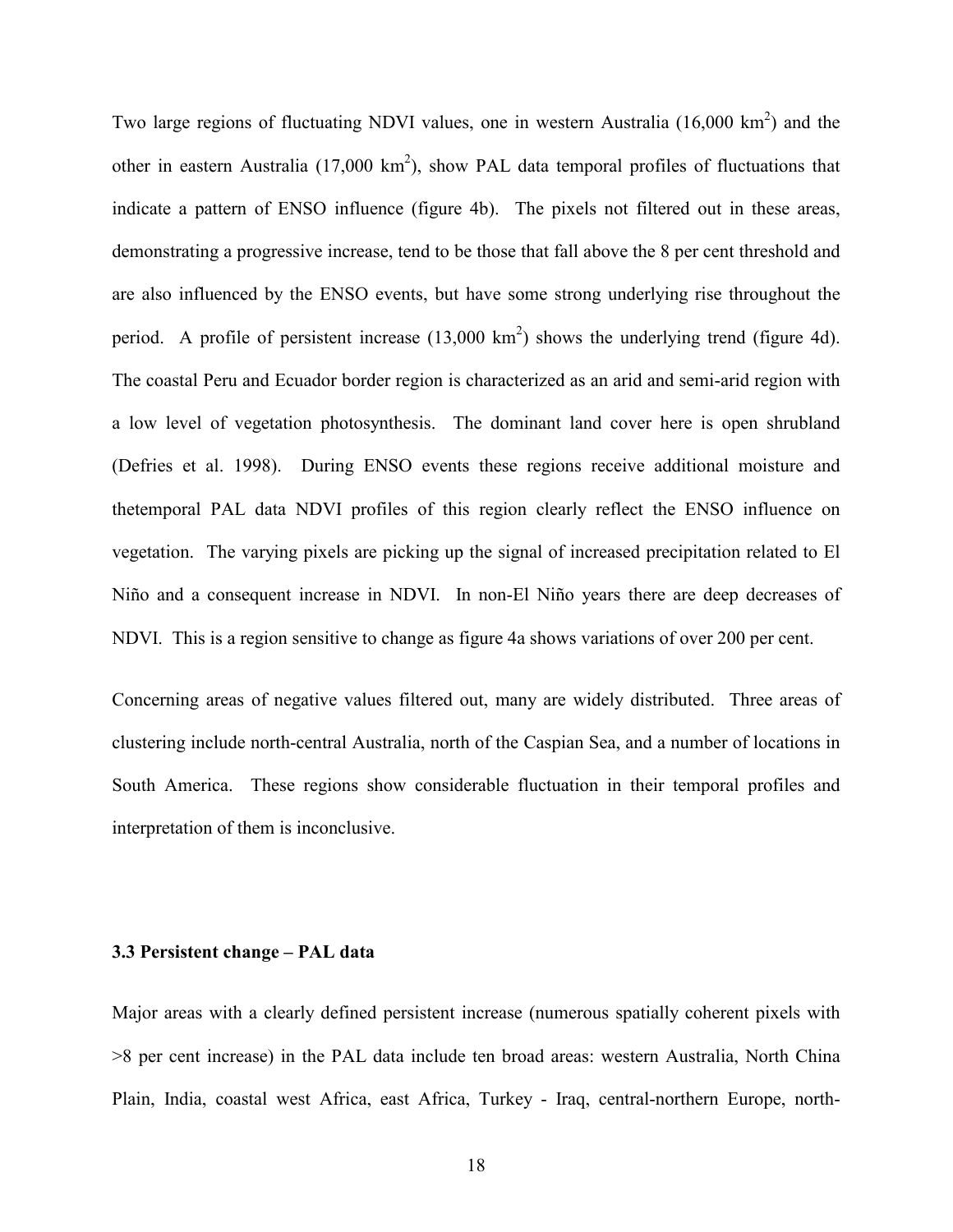Two large regions of fluctuating NDVI values, one in western Australia (16,000 km$^2$) and the other in eastern Australia (17,000 km$^2$), show PAL data temporal profiles of fluctuations that indicate a pattern of ENSO influence (figure 4b). The pixels not filtered out in these areas, demonstrating a progressive increase, tend to be those that fall above the 8 per cent threshold and are also influenced by the ENSO events, but have some strong underlying rise throughout the period. A profile of persistent increase (13,000 km$^2$) shows the underlying trend (figure 4d). The coastal Peru and Ecuador border region is characterized as an arid and semi-arid region with a low level of vegetation photosynthesis. The dominant land cover here is open shrubland (Defries et al. 1998). During ENSO events these regions receive additional moisture and thetemporal PAL data NDVI profiles of this region clearly reflect the ENSO influence on vegetation. The varying pixels are picking up the signal of increased precipitation related to El Niño and a consequent increase in NDVI. In non-El Niño years there are deep decreases of NDVI. This is a region sensitive to change as figure 4a shows variations of over 200 per cent.

Concerning areas of negative values filtered out, many are widely distributed. Three areas of clustering include north-central Australia, north of the Caspian Sea, and a number of locations in South America. These regions show considerable fluctuation in their temporal profiles and interpretation of them is inconclusive.

### 3.3 Persistent change – PAL data

Major areas with a clearly defined persistent increase (numerous spatially coherent pixels with >8 per cent increase) in the PAL data include ten broad areas: western Australia, North China Plain, India, coastal west Africa, east Africa, Turkey - Iraq, central-northern Europe, north-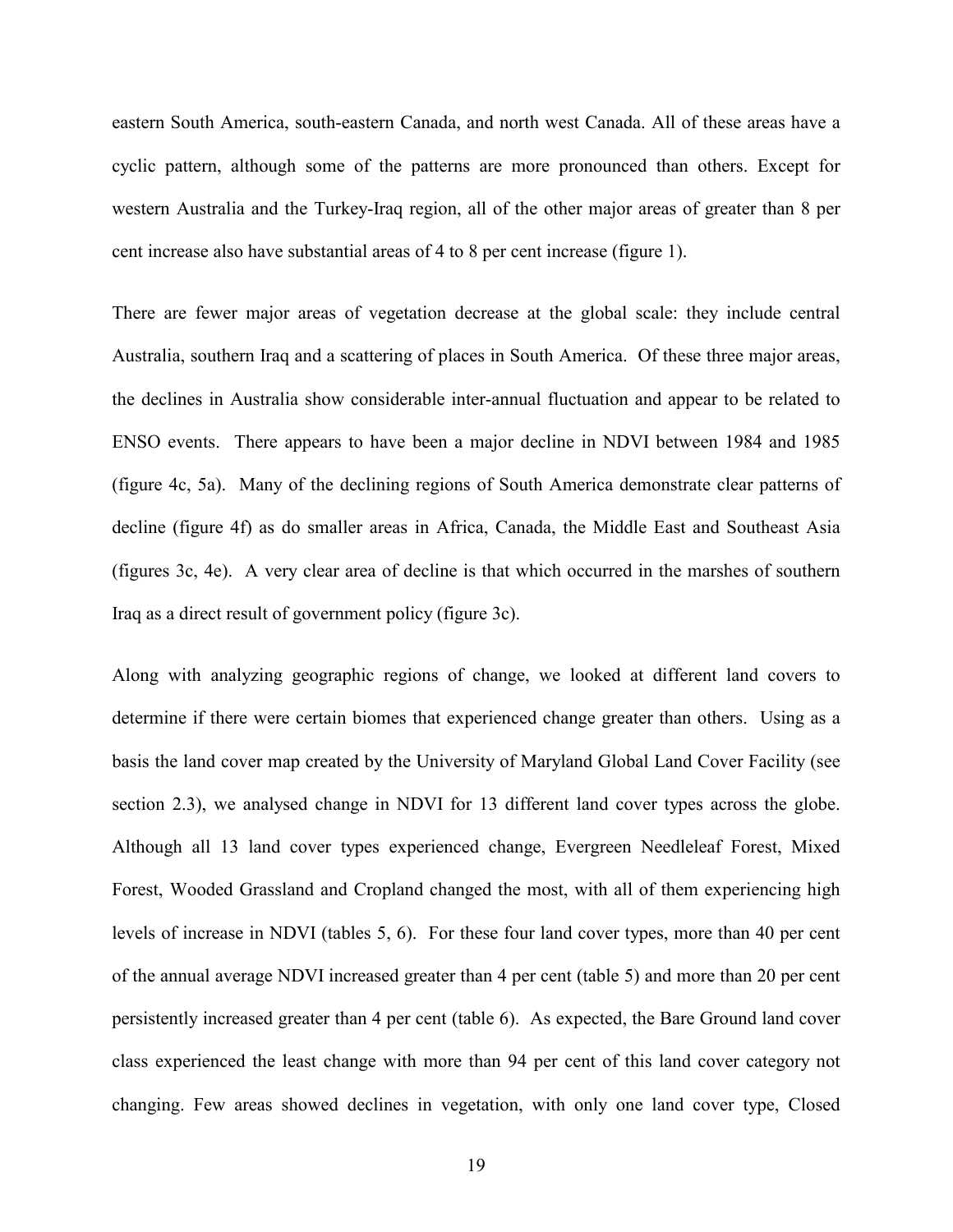eastern South America, south-eastern Canada, and north west Canada. All of these areas have a cyclic pattern, although some of the patterns are more pronounced than others. Except for western Australia and the Turkey-Iraq region, all of the other major areas of greater than 8 per cent increase also have substantial areas of 4 to 8 per cent increase (figure 1).

There are fewer major areas of vegetation decrease at the global scale: they include central Australia, southern Iraq and a scattering of places in South America. Of these three major areas, the declines in Australia show considerable inter-annual fluctuation and appear to be related to ENSO events. There appears to have been a major decline in NDVI between 1984 and 1985 (figure 4c, 5a). Many of the declining regions of South America demonstrate clear patterns of decline (figure 4f) as do smaller areas in Africa, Canada, the Middle East and Southeast Asia (figures 3c, 4e). A very clear area of decline is that which occurred in the marshes of southern Iraq as a direct result of government policy (figure 3c).

Along with analyzing geographic regions of change, we looked at different land covers to determine if there were certain biomes that experienced change greater than others. Using as a basis the land cover map created by the University of Maryland Global Land Cover Facility (see section 2.3), we analysed change in NDVI for 13 different land cover types across the globe. Although all 13 land cover types experienced change, Evergreen Needleleaf Forest, Mixed Forest, Wooded Grassland and Cropland changed the most, with all of them experiencing high levels of increase in NDVI (tables 5, 6). For these four land cover types, more than 40 per cent of the annual average NDVI increased greater than 4 per cent (table 5) and more than 20 per cent persistently increased greater than 4 per cent (table 6). As expected, the Bare Ground land cover class experienced the least change with more than 94 per cent of this land cover category not changing. Few areas showed declines in vegetation, with only one land cover type, Closed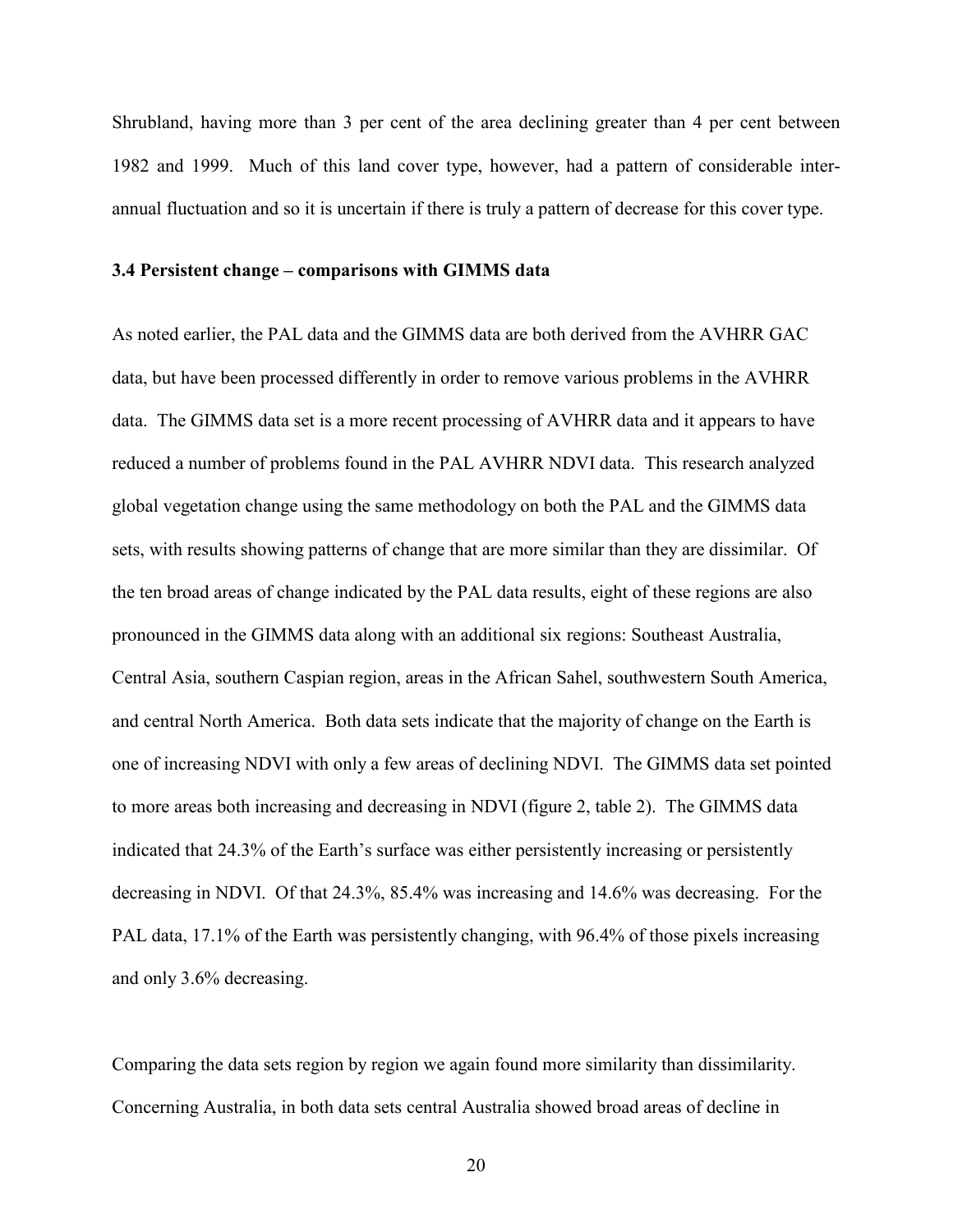Shrubland, having more than 3 per cent of the area declining greater than 4 per cent between 1982 and 1999. Much of this land cover type, however, had a pattern of considerable inter-annual fluctuation and so it is uncertain if there is truly a pattern of decrease for this cover type.

### 3.4 Persistent change – comparisons with GIMMS data

As noted earlier, the PAL data and the GIMMS data are both derived from the AVHRR GAC data, but have been processed differently in order to remove various problems in the AVHRR data. The GIMMS data set is a more recent processing of AVHRR data and it appears to have reduced a number of problems found in the PAL AVHRR NDVI data. This research analyzed global vegetation change using the same methodology on both the PAL and the GIMMS data sets, with results showing patterns of change that are more similar than they are dissimilar. Of the ten broad areas of change indicated by the PAL data results, eight of these regions are also pronounced in the GIMMS data along with an additional six regions: Southeast Australia, Central Asia, southern Caspian region, areas in the African Sahel, southwestern South America, and central North America. Both data sets indicate that the majority of change on the Earth is one of increasing NDVI with only a few areas of declining NDVI. The GIMMS data set pointed to more areas both increasing and decreasing in NDVI (figure 2, table 2). The GIMMS data indicated that 24.3% of the Earth's surface was either persistently increasing or persistently decreasing in NDVI. Of that 24.3%, 85.4% was increasing and 14.6% was decreasing. For the PAL data, 17.1% of the Earth was persistently changing, with 96.4% of those pixels increasing and only 3.6% decreasing.

Comparing the data sets region by region we again found more similarity than dissimilarity. Concerning Australia, in both data sets central Australia showed broad areas of decline in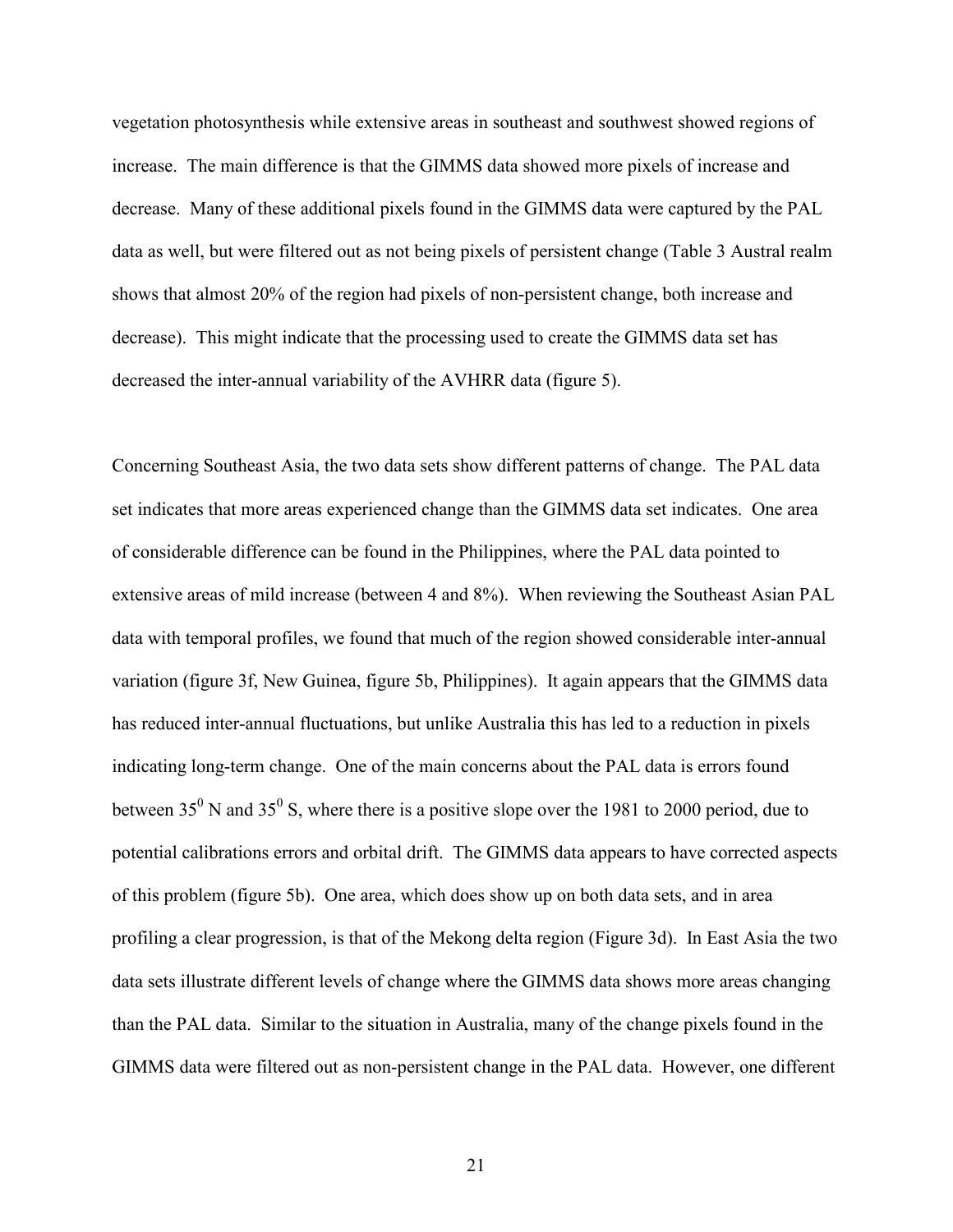vegetation photosynthesis while extensive areas in southeast and southwest showed regions of increase. The main difference is that the GIMMS data showed more pixels of increase and decrease. Many of these additional pixels found in the GIMMS data were captured by the PAL data as well, but were filtered out as not being pixels of persistent change (Table 3 Austral realm shows that almost 20% of the region had pixels of non-persistent change, both increase and decrease). This might indicate that the processing used to create the GIMMS data set has decreased the inter-annual variability of the AVHRR data (figure 5).

Concerning Southeast Asia, the two data sets show different patterns of change. The PAL data set indicates that more areas experienced change than the GIMMS data set indicates. One area of considerable difference can be found in the Philippines, where the PAL data pointed to extensive areas of mild increase (between 4 and 8%). When reviewing the Southeast Asian PAL data with temporal profiles, we found that much of the region showed considerable inter-annual variation (figure 3f, New Guinea, figure 5b, Philippines). It again appears that the GIMMS data has reduced inter-annual fluctuations, but unlike Australia this has led to a reduction in pixels indicating long-term change. One of the main concerns about the PAL data is errors found between $35^0$ N and $35^0$ S, where there is a positive slope over the 1981 to 2000 period, due to potential calibrations errors and orbital drift. The GIMMS data appears to have corrected aspects of this problem (figure 5b). One area, which does show up on both data sets, and in area profiling a clear progression, is that of the Mekong delta region (Figure 3d). In East Asia the two data sets illustrate different levels of change where the GIMMS data shows more areas changing than the PAL data. Similar to the situation in Australia, many of the change pixels found in the GIMMS data were filtered out as non-persistent change in the PAL data. However, one different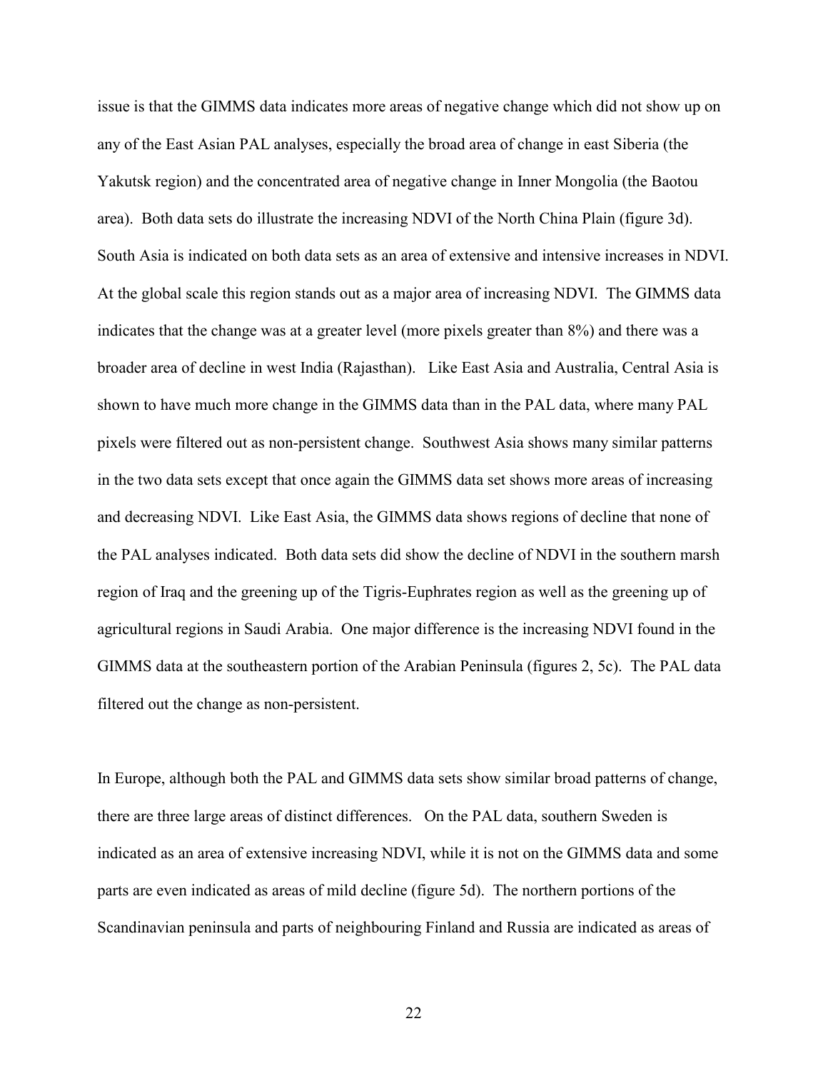issue is that the GIMMS data indicates more areas of negative change which did not show up on any of the East Asian PAL analyses, especially the broad area of change in east Siberia (the Yakutsk region) and the concentrated area of negative change in Inner Mongolia (the Baotou area). Both data sets do illustrate the increasing NDVI of the North China Plain (figure 3d). South Asia is indicated on both data sets as an area of extensive and intensive increases in NDVI. At the global scale this region stands out as a major area of increasing NDVI. The GIMMS data indicates that the change was at a greater level (more pixels greater than 8%) and there was a broader area of decline in west India (Rajasthan). Like East Asia and Australia, Central Asia is shown to have much more change in the GIMMS data than in the PAL data, where many PAL pixels were filtered out as non-persistent change. Southwest Asia shows many similar patterns in the two data sets except that once again the GIMMS data set shows more areas of increasing and decreasing NDVI. Like East Asia, the GIMMS data shows regions of decline that none of the PAL analyses indicated. Both data sets did show the decline of NDVI in the southern marsh region of Iraq and the greening up of the Tigris-Euphrates region as well as the greening up of agricultural regions in Saudi Arabia. One major difference is the increasing NDVI found in the GIMMS data at the southeastern portion of the Arabian Peninsula (figures 2, 5c). The PAL data filtered out the change as non-persistent.

In Europe, although both the PAL and GIMMS data sets show similar broad patterns of change, there are three large areas of distinct differences. On the PAL data, southern Sweden is indicated as an area of extensive increasing NDVI, while it is not on the GIMMS data and some parts are even indicated as areas of mild decline (figure 5d). The northern portions of the Scandinavian peninsula and parts of neighbouring Finland and Russia are indicated as areas of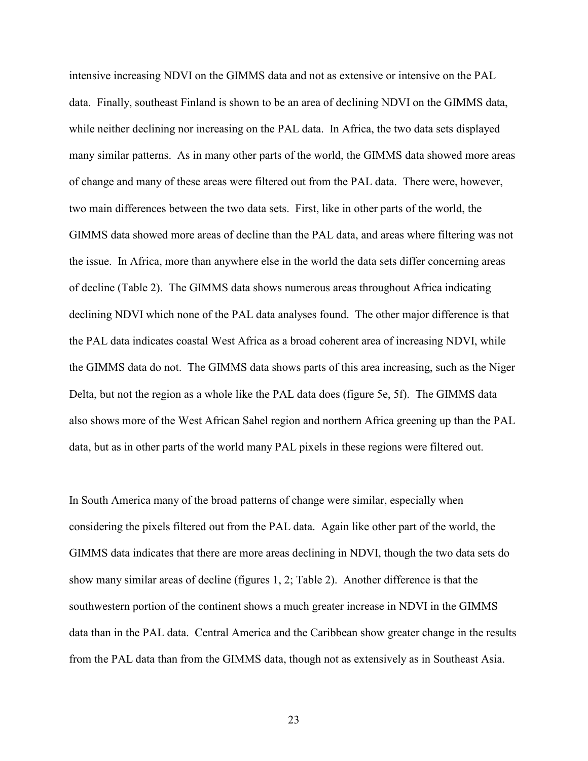intensive increasing NDVI on the GIMMS data and not as extensive or intensive on the PAL data. Finally, southeast Finland is shown to be an area of declining NDVI on the GIMMS data, while neither declining nor increasing on the PAL data. In Africa, the two data sets displayed many similar patterns. As in many other parts of the world, the GIMMS data showed more areas of change and many of these areas were filtered out from the PAL data. There were, however, two main differences between the two data sets. First, like in other parts of the world, the GIMMS data showed more areas of decline than the PAL data, and areas where filtering was not the issue. In Africa, more than anywhere else in the world the data sets differ concerning areas of decline (Table 2). The GIMMS data shows numerous areas throughout Africa indicating declining NDVI which none of the PAL data analyses found. The other major difference is that the PAL data indicates coastal West Africa as a broad coherent area of increasing NDVI, while the GIMMS data do not. The GIMMS data shows parts of this area increasing, such as the Niger Delta, but not the region as a whole like the PAL data does (figure 5e, 5f). The GIMMS data also shows more of the West African Sahel region and northern Africa greening up than the PAL data, but as in other parts of the world many PAL pixels in these regions were filtered out.

In South America many of the broad patterns of change were similar, especially when considering the pixels filtered out from the PAL data. Again like other part of the world, the GIMMS data indicates that there are more areas declining in NDVI, though the two data sets do show many similar areas of decline (figures 1, 2; Table 2). Another difference is that the southwestern portion of the continent shows a much greater increase in NDVI in the GIMMS data than in the PAL data. Central America and the Caribbean show greater change in the results from the PAL data than from the GIMMS data, though not as extensively as in Southeast Asia.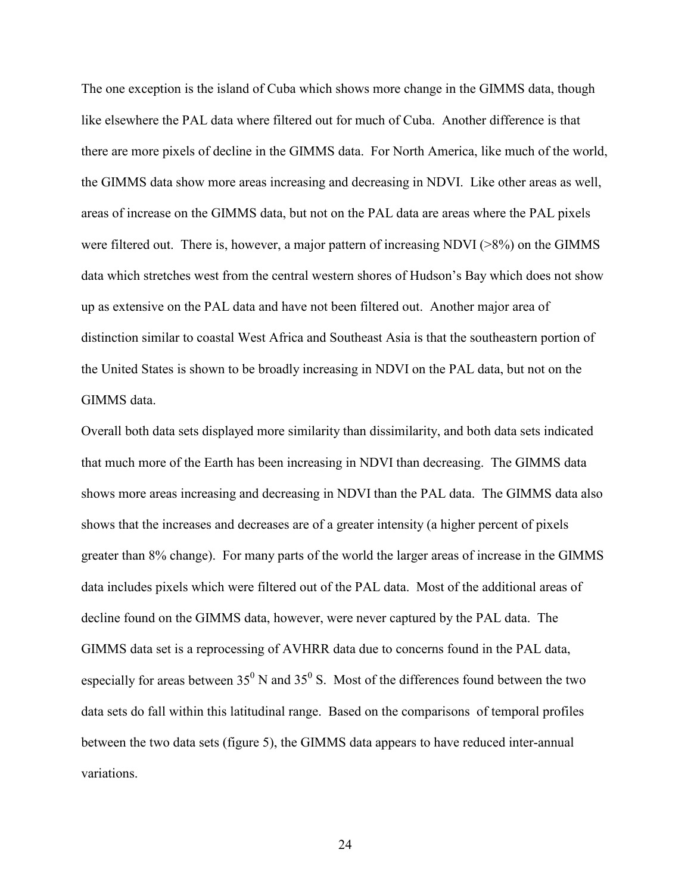The one exception is the island of Cuba which shows more change in the GIMMS data, though like elsewhere the PAL data where filtered out for much of Cuba. Another difference is that there are more pixels of decline in the GIMMS data. For North America, like much of the world, the GIMMS data show more areas increasing and decreasing in NDVI. Like other areas as well, areas of increase on the GIMMS data, but not on the PAL data are areas where the PAL pixels were filtered out. There is, however, a major pattern of increasing NDVI (>8%) on the GIMMS data which stretches west from the central western shores of Hudson's Bay which does not show up as extensive on the PAL data and have not been filtered out. Another major area of distinction similar to coastal West Africa and Southeast Asia is that the southeastern portion of the United States is shown to be broadly increasing in NDVI on the PAL data, but not on the GIMMS data.

Overall both data sets displayed more similarity than dissimilarity, and both data sets indicated that much more of the Earth has been increasing in NDVI than decreasing. The GIMMS data shows more areas increasing and decreasing in NDVI than the PAL data. The GIMMS data also shows that the increases and decreases are of a greater intensity (a higher percent of pixels greater than 8% change). For many parts of the world the larger areas of increase in the GIMMS data includes pixels which were filtered out of the PAL data. Most of the additional areas of decline found on the GIMMS data, however, were never captured by the PAL data. The GIMMS data set is a reprocessing of AVHRR data due to concerns found in the PAL data, especially for areas between $35^0$ N and $35^0$ S. Most of the differences found between the two data sets do fall within this latitudinal range. Based on the comparisons of temporal profiles between the two data sets (figure 5), the GIMMS data appears to have reduced inter-annual variations.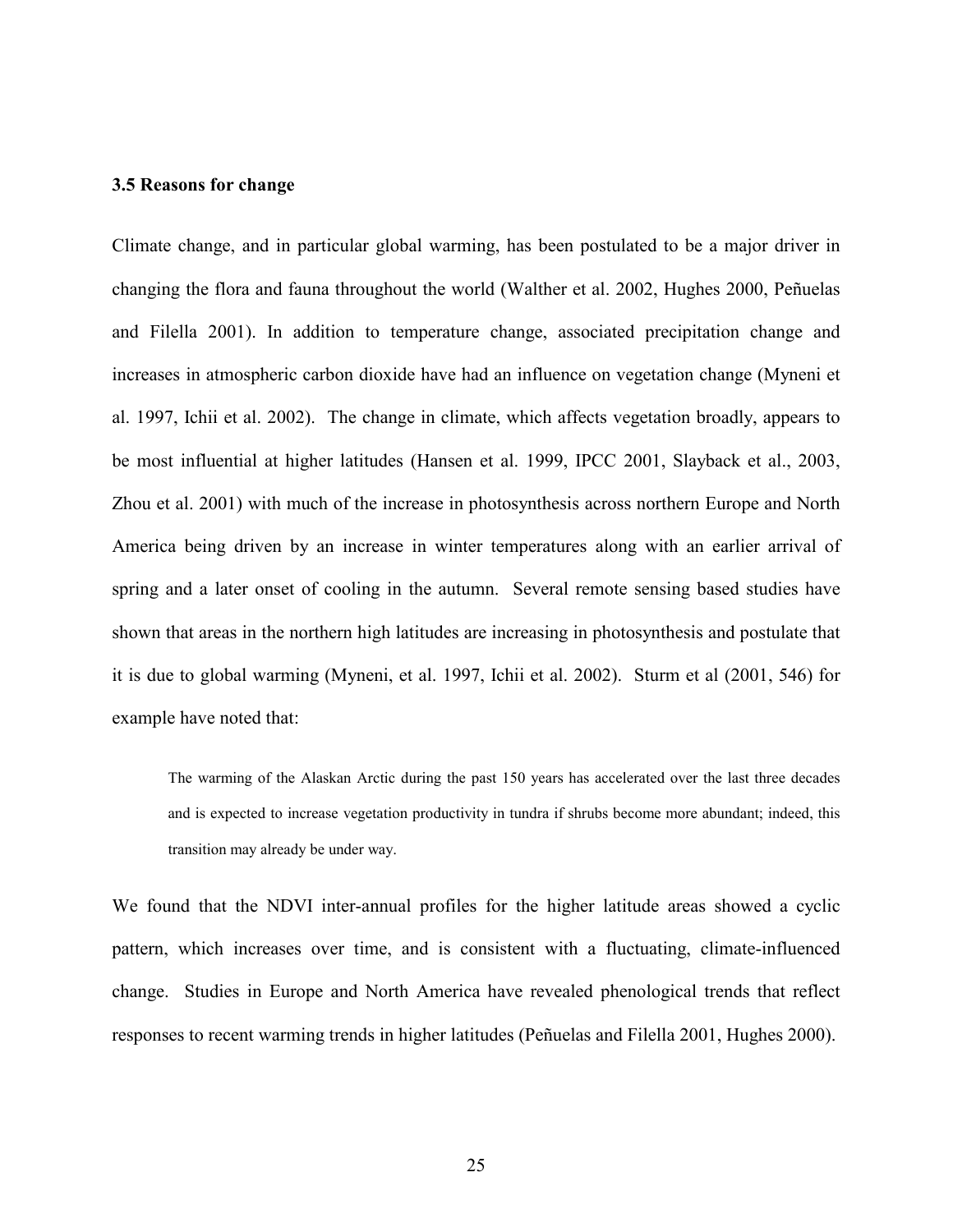### 3.5 Reasons for change

Climate change, and in particular global warming, has been postulated to be a major driver in changing the flora and fauna throughout the world (Walther et al. 2002, Hughes 2000, Peñuelas and Filella 2001). In addition to temperature change, associated precipitation change and increases in atmospheric carbon dioxide have had an influence on vegetation change (Myneni et al. 1997, Ichii et al. 2002). The change in climate, which affects vegetation broadly, appears to be most influential at higher latitudes (Hansen et al. 1999, IPCC 2001, Slayback et al., 2003, Zhou et al. 2001) with much of the increase in photosynthesis across northern Europe and North America being driven by an increase in winter temperatures along with an earlier arrival of spring and a later onset of cooling in the autumn. Several remote sensing based studies have shown that areas in the northern high latitudes are increasing in photosynthesis and postulate that it is due to global warming (Myneni, et al. 1997, Ichii et al. 2002). Sturm et al (2001, 546) for example have noted that:

> The warming of the Alaskan Arctic during the past 150 years has accelerated over the last three decades and is expected to increase vegetation productivity in tundra if shrubs become more abundant; indeed, this transition may already be under way.

We found that the NDVI inter-annual profiles for the higher latitude areas showed a cyclic pattern, which increases over time, and is consistent with a fluctuating, climate-influenced change. Studies in Europe and North America have revealed phenological trends that reflect responses to recent warming trends in higher latitudes (Peñuelas and Filella 2001, Hughes 2000).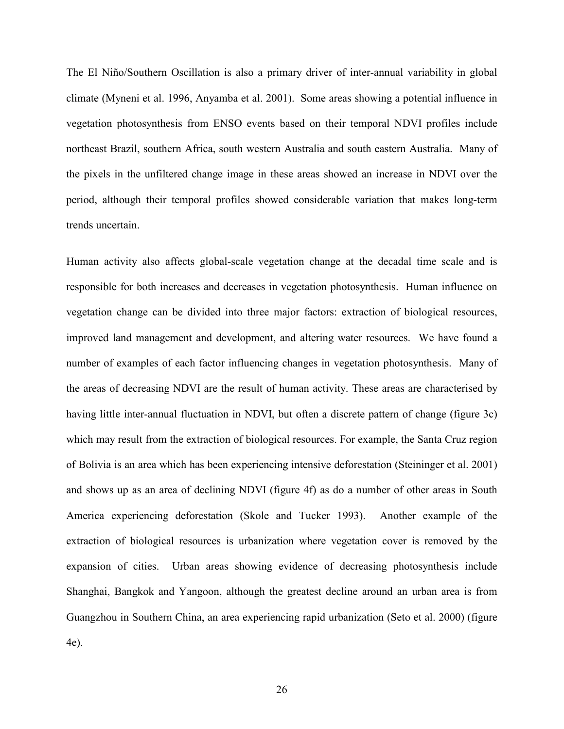The El Niño/Southern Oscillation is also a primary driver of inter-annual variability in global climate (Myneni et al. 1996, Anyamba et al. 2001). Some areas showing a potential influence in vegetation photosynthesis from ENSO events based on their temporal NDVI profiles include northeast Brazil, southern Africa, south western Australia and south eastern Australia. Many of the pixels in the unfiltered change image in these areas showed an increase in NDVI over the period, although their temporal profiles showed considerable variation that makes long-term trends uncertain.

Human activity also affects global-scale vegetation change at the decadal time scale and is responsible for both increases and decreases in vegetation photosynthesis. Human influence on vegetation change can be divided into three major factors: extraction of biological resources, improved land management and development, and altering water resources. We have found a number of examples of each factor influencing changes in vegetation photosynthesis. Many of the areas of decreasing NDVI are the result of human activity. These areas are characterised by having little inter-annual fluctuation in NDVI, but often a discrete pattern of change (figure 3c) which may result from the extraction of biological resources. For example, the Santa Cruz region of Bolivia is an area which has been experiencing intensive deforestation (Steininger et al. 2001) and shows up as an area of declining NDVI (figure 4f) as do a number of other areas in South America experiencing deforestation (Skole and Tucker 1993). Another example of the extraction of biological resources is urbanization where vegetation cover is removed by the expansion of cities. Urban areas showing evidence of decreasing photosynthesis include Shanghai, Bangkok and Yangoon, although the greatest decline around an urban area is from Guangzhou in Southern China, an area experiencing rapid urbanization (Seto et al. 2000) (figure 4e).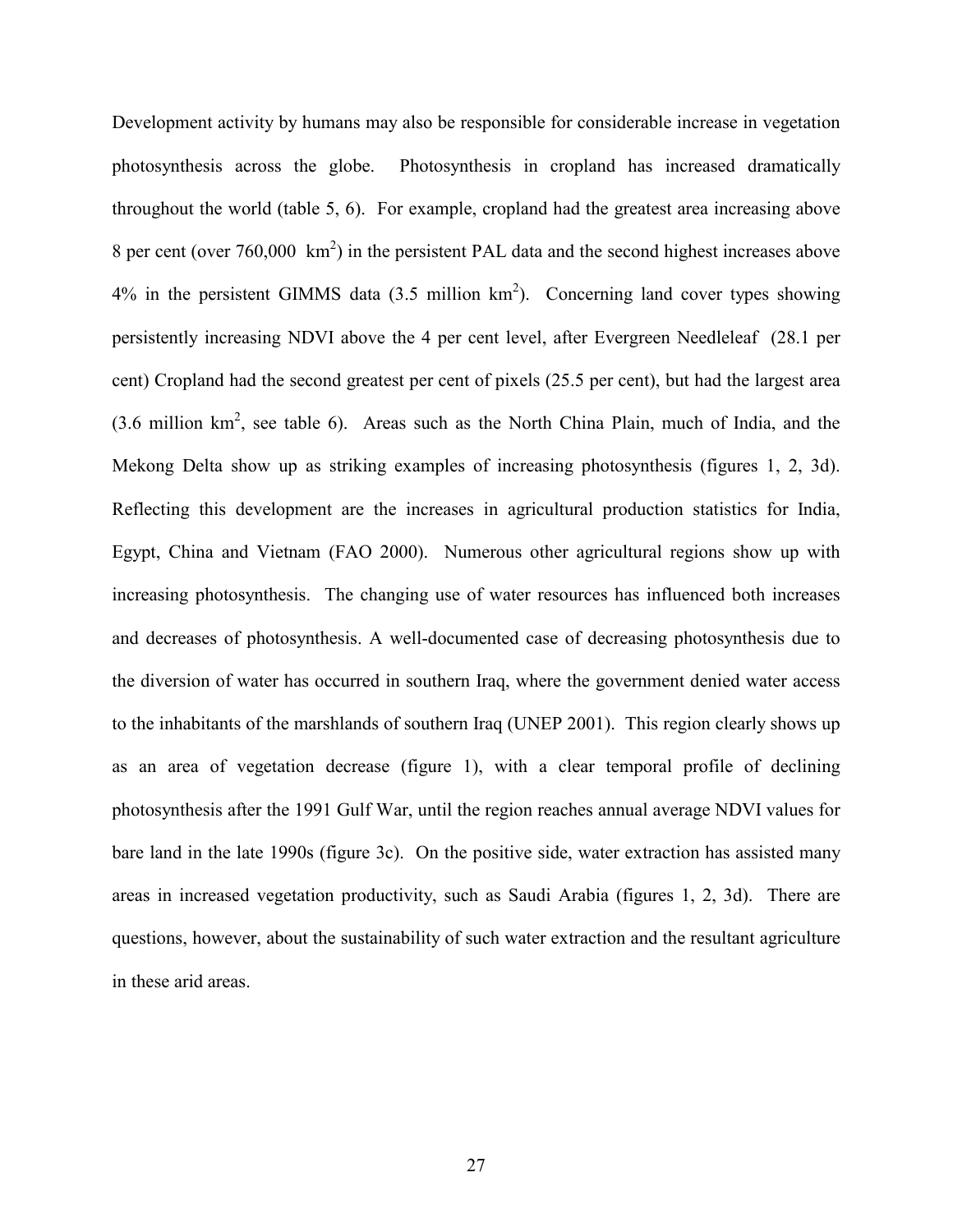Development activity by humans may also be responsible for considerable increase in vegetation photosynthesis across the globe. Photosynthesis in cropland has increased dramatically throughout the world (table 5, 6). For example, cropland had the greatest area increasing above 8 per cent (over 760,000 $km^2$) in the persistent PAL data and the second highest increases above 4% in the persistent GIMMS data (3.5 million $km^2$). Concerning land cover types showing persistently increasing NDVI above the 4 per cent level, after Evergreen Needleleaf (28.1 per cent) Cropland had the second greatest per cent of pixels (25.5 per cent), but had the largest area (3.6 million $km^2$, see table 6). Areas such as the North China Plain, much of India, and the Mekong Delta show up as striking examples of increasing photosynthesis (figures 1, 2, 3d). Reflecting this development are the increases in agricultural production statistics for India, Egypt, China and Vietnam (FAO 2000). Numerous other agricultural regions show up with increasing photosynthesis. The changing use of water resources has influenced both increases and decreases of photosynthesis. A well-documented case of decreasing photosynthesis due to the diversion of water has occurred in southern Iraq, where the government denied water access to the inhabitants of the marshlands of southern Iraq (UNEP 2001). This region clearly shows up as an area of vegetation decrease (figure 1), with a clear temporal profile of declining photosynthesis after the 1991 Gulf War, until the region reaches annual average NDVI values for bare land in the late 1990s (figure 3c). On the positive side, water extraction has assisted many areas in increased vegetation productivity, such as Saudi Arabia (figures 1, 2, 3d). There are questions, however, about the sustainability of such water extraction and the resultant agriculture in these arid areas.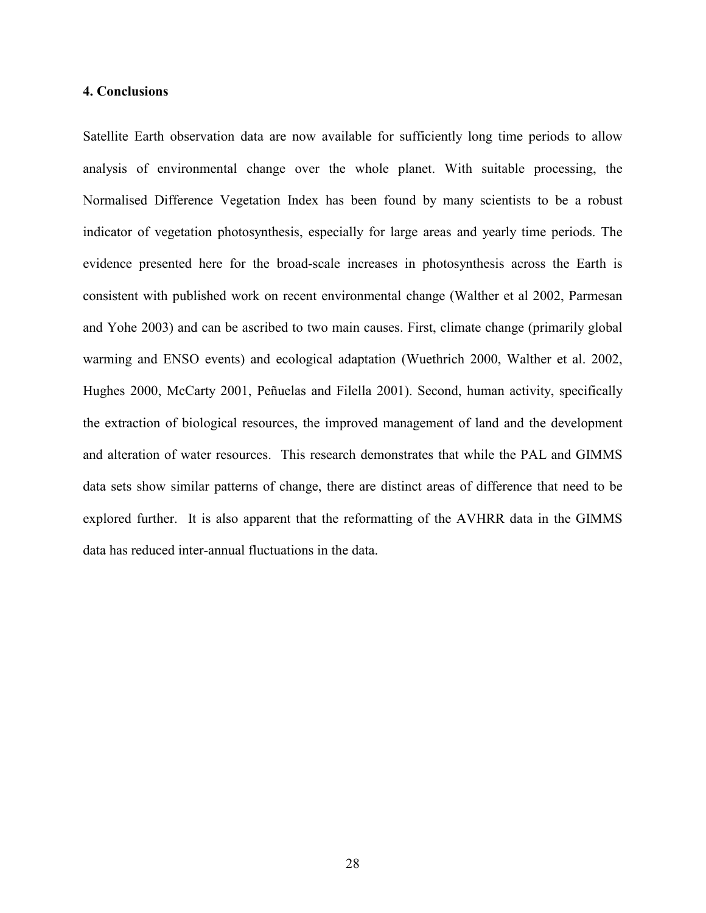## 4. Conclusions

Satellite Earth observation data are now available for sufficiently long time periods to allow analysis of environmental change over the whole planet. With suitable processing, the Normalised Difference Vegetation Index has been found by many scientists to be a robust indicator of vegetation photosynthesis, especially for large areas and yearly time periods. The evidence presented here for the broad-scale increases in photosynthesis across the Earth is consistent with published work on recent environmental change (Walther et al 2002, Parmesan and Yohe 2003) and can be ascribed to two main causes. First, climate change (primarily global warming and ENSO events) and ecological adaptation (Wuethrich 2000, Walther et al. 2002, Hughes 2000, McCarty 2001, Peñuelas and Filella 2001). Second, human activity, specifically the extraction of biological resources, the improved management of land and the development and alteration of water resources. This research demonstrates that while the PAL and GIMMS data sets show similar patterns of change, there are distinct areas of difference that need to be explored further. It is also apparent that the reformatting of the AVHRR data in the GIMMS data has reduced inter-annual fluctuations in the data.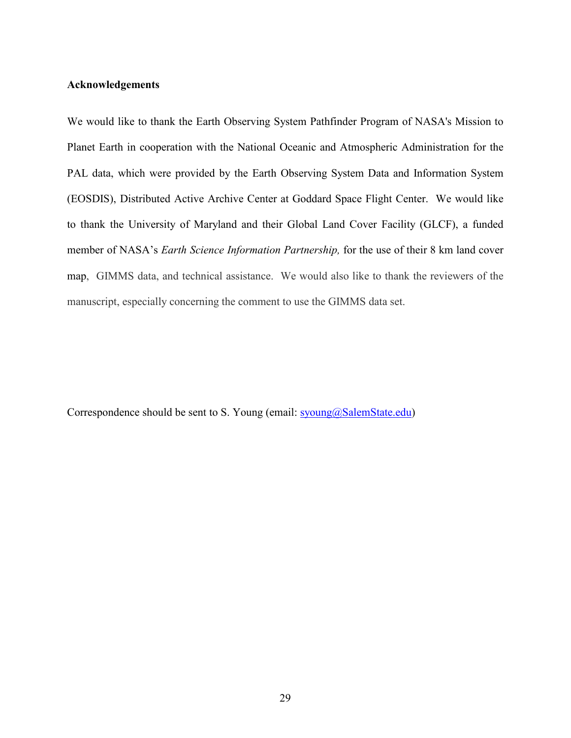**Acknowledgements**

We would like to thank the Earth Observing System Pathfinder Program of NASA's Mission to Planet Earth in cooperation with the National Oceanic and Atmospheric Administration for the PAL data, which were provided by the Earth Observing System Data and Information System (EOSDIS), Distributed Active Archive Center at Goddard Space Flight Center. We would like to thank the University of Maryland and their Global Land Cover Facility (GLCF), a funded member of NASA's *Earth Science Information Partnership,* for the use of their 8 km land cover map, GIMMS data, and technical assistance. We would also like to thank the reviewers of the manuscript, especially concerning the comment to use the GIMMS data set.

Correspondence should be sent to S. Young (email: syoung@SalemState.edu)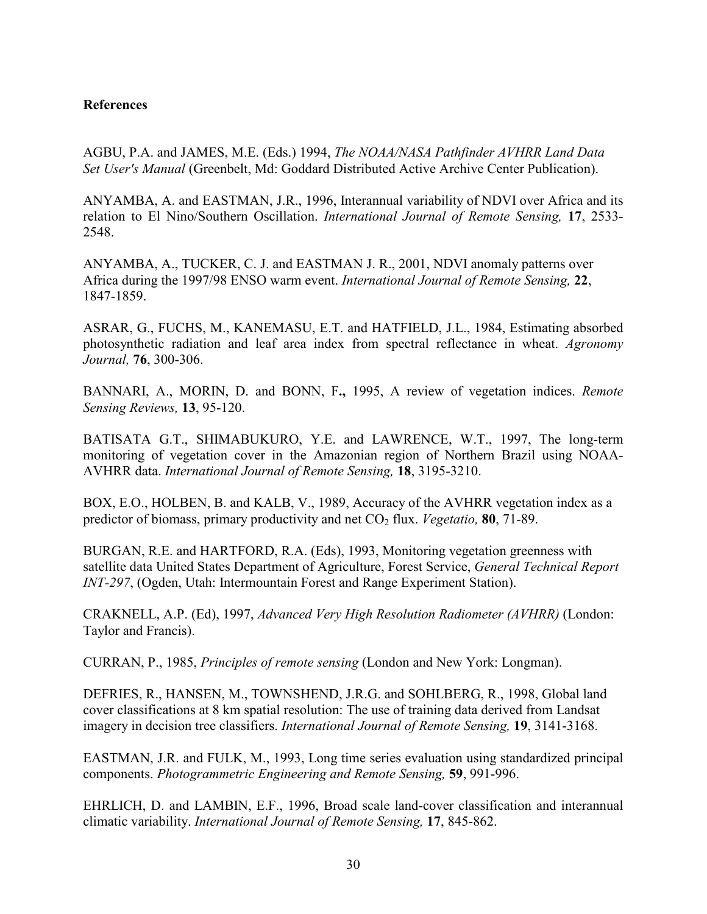**References**

AGBU, P.A. and JAMES, M.E. (Eds.) 1994, *The NOAA/NASA Pathfinder AVHRR Land Data Set User's Manual* (Greenbelt, Md: Goddard Distributed Active Archive Center Publication).

ANYAMBA, A. and EASTMAN, J.R., 1996, Interannual variability of NDVI over Africa and its relation to El Nino/Southern Oscillation. *International Journal of Remote Sensing,* **17**, 2533-2548.

ANYAMBA, A., TUCKER, C. J. and EASTMAN J. R., 2001, NDVI anomaly patterns over Africa during the 1997/98 ENSO warm event. *International Journal of Remote Sensing,* **22**, 1847-1859.

ASRAR, G., FUCHS, M., KANEMASU, E.T. and HATFIELD, J.L., 1984, Estimating absorbed photosynthetic radiation and leaf area index from spectral reflectance in wheat. *Agronomy Journal,* **76**, 300-306.

BANNARI, A., MORIN, D. and BONN, F**.,** 1995, A review of vegetation indices. *Remote Sensing Reviews,* **13**, 95-120.

BATISATA G.T., SHIMABUKURO, Y.E. and LAWRENCE, W.T., 1997, The long-term monitoring of vegetation cover in the Amazonian region of Northern Brazil using NOAA-AVHRR data. *International Journal of Remote Sensing,* **18**, 3195-3210.

BOX, E.O., HOLBEN, B. and KALB, V., 1989, Accuracy of the AVHRR vegetation index as a predictor of biomass, primary productivity and net $CO_2$ flux. *Vegetatio,* **80**, 71-89.

BURGAN, R.E. and HARTFORD, R.A. (Eds), 1993, Monitoring vegetation greenness with satellite data United States Department of Agriculture, Forest Service, *General Technical Report INT-297*, (Ogden, Utah: Intermountain Forest and Range Experiment Station).

CRAKNELL, A.P. (Ed), 1997, *Advanced Very High Resolution Radiometer (AVHRR)* (London: Taylor and Francis).

CURRAN, P., 1985, *Principles of remote sensing* (London and New York: Longman).

DEFRIES, R., HANSEN, M., TOWNSHEND, J.R.G. and SOHLBERG, R., 1998, Global land cover classifications at 8 km spatial resolution: The use of training data derived from Landsat imagery in decision tree classifiers. *International Journal of Remote Sensing,* **19**, 3141-3168.

EASTMAN, J.R. and FULK, M., 1993, Long time series evaluation using standardized principal components. *Photogrammetric Engineering and Remote Sensing,* **59**, 991-996.

EHRLICH, D. and LAMBIN, E.F., 1996, Broad scale land-cover classification and interannual climatic variability. *International Journal of Remote Sensing,* **17**, 845-862.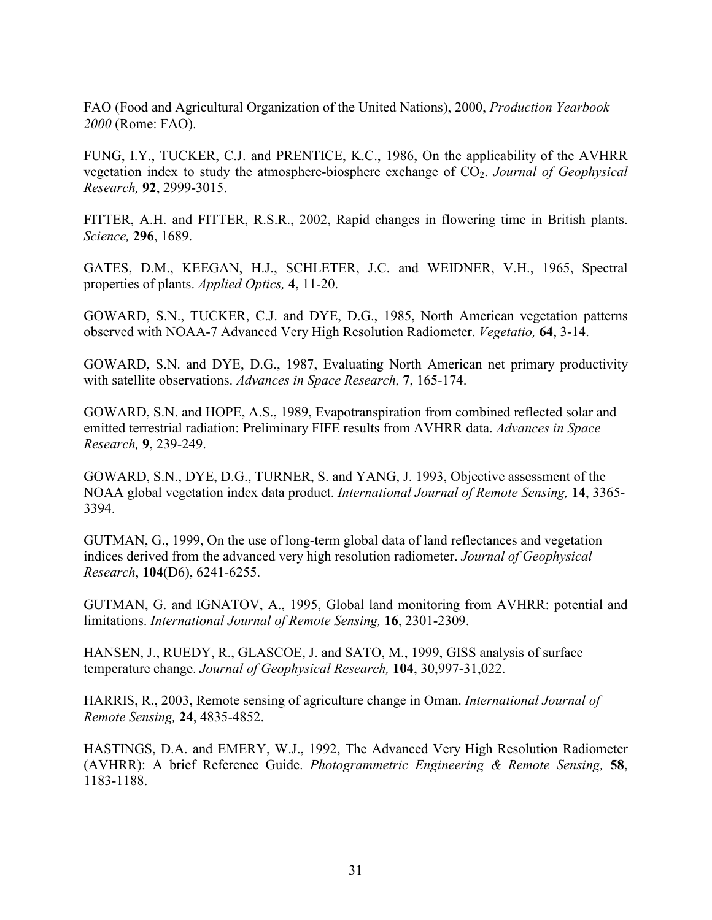FAO (Food and Agricultural Organization of the United Nations), 2000, *Production Yearbook 2000* (Rome: FAO).

FUNG, I.Y., TUCKER, C.J. and PRENTICE, K.C., 1986, On the applicability of the AVHRR vegetation index to study the atmosphere-biosphere exchange of $CO_2$. *Journal of Geophysical Research,* **92**, 2999-3015.

FITTER, A.H. and FITTER, R.S.R., 2002, Rapid changes in flowering time in British plants. *Science,* **296**, 1689.

GATES, D.M., KEEGAN, H.J., SCHLETER, J.C. and WEIDNER, V.H., 1965, Spectral properties of plants. *Applied Optics,* **4**, 11-20.

GOWARD, S.N., TUCKER, C.J. and DYE, D.G., 1985, North American vegetation patterns observed with NOAA-7 Advanced Very High Resolution Radiometer. *Vegetatio,* **64**, 3-14.

GOWARD, S.N. and DYE, D.G., 1987, Evaluating North American net primary productivity with satellite observations. *Advances in Space Research,* **7**, 165-174.

GOWARD, S.N. and HOPE, A.S., 1989, Evapotranspiration from combined reflected solar and emitted terrestrial radiation: Preliminary FIFE results from AVHRR data. *Advances in Space Research,* **9**, 239-249.

GOWARD, S.N., DYE, D.G., TURNER, S. and YANG, J. 1993, Objective assessment of the NOAA global vegetation index data product. *International Journal of Remote Sensing,* **14**, 3365-3394.

GUTMAN, G., 1999, On the use of long-term global data of land reflectances and vegetation indices derived from the advanced very high resolution radiometer. *Journal of Geophysical Research*, **104**(D6), 6241-6255.

GUTMAN, G. and IGNATOV, A., 1995, Global land monitoring from AVHRR: potential and limitations. *International Journal of Remote Sensing,* **16**, 2301-2309.

HANSEN, J., RUEDY, R., GLASCOE, J. and SATO, M., 1999, GISS analysis of surface temperature change. *Journal of Geophysical Research,* **104**, 30,997-31,022.

HARRIS, R., 2003, Remote sensing of agriculture change in Oman. *International Journal of Remote Sensing,* **24**, 4835-4852.

HASTINGS, D.A. and EMERY, W.J., 1992, The Advanced Very High Resolution Radiometer (AVHRR): A brief Reference Guide. *Photogrammetric Engineering & Remote Sensing,* **58**, 1183-1188.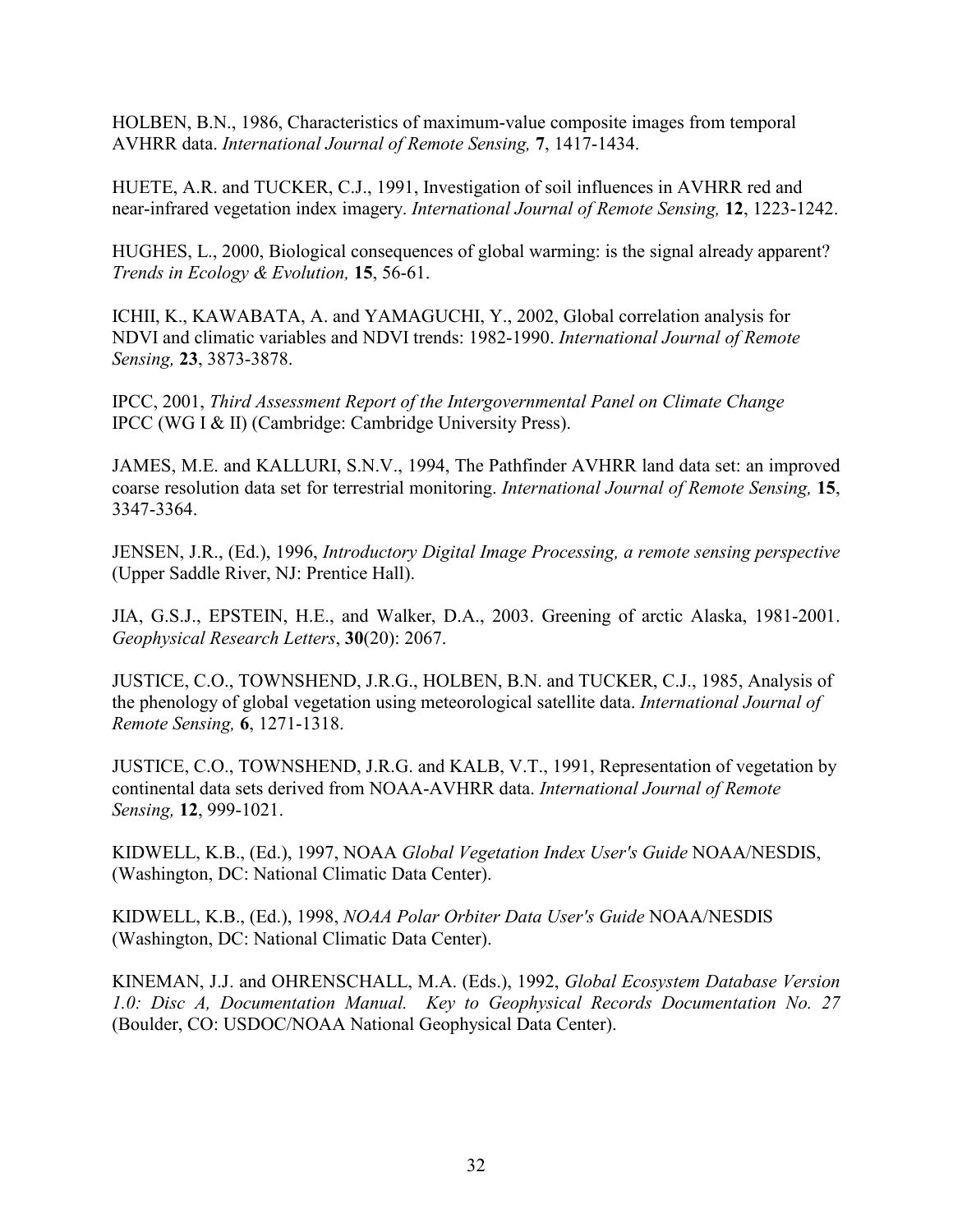HOLBEN, B.N., 1986, Characteristics of maximum-value composite images from temporal AVHRR data. *International Journal of Remote Sensing,* **7**, 1417-1434.

HUETE, A.R. and TUCKER, C.J., 1991, Investigation of soil influences in AVHRR red and near-infrared vegetation index imagery. *International Journal of Remote Sensing,* **12**, 1223-1242.

HUGHES, L., 2000, Biological consequences of global warming: is the signal already apparent? *Trends in Ecology & Evolution,* **15**, 56-61.

ICHII, K., KAWABATA, A. and YAMAGUCHI, Y., 2002, Global correlation analysis for NDVI and climatic variables and NDVI trends: 1982-1990. *International Journal of Remote Sensing,* **23**, 3873-3878.

IPCC, 2001, *Third Assessment Report of the Intergovernmental Panel on Climate Change* IPCC (WG I & II) (Cambridge: Cambridge University Press).

JAMES, M.E. and KALLURI, S.N.V., 1994, The Pathfinder AVHRR land data set: an improved coarse resolution data set for terrestrial monitoring. *International Journal of Remote Sensing,* **15**, 3347-3364.

JENSEN, J.R., (Ed.), 1996, *Introductory Digital Image Processing, a remote sensing perspective* (Upper Saddle River, NJ: Prentice Hall).

JIA, G.S.J., EPSTEIN, H.E., and Walker, D.A., 2003. Greening of arctic Alaska, 1981-2001. *Geophysical Research Letters*, **30**(20): 2067.

JUSTICE, C.O., TOWNSHEND, J.R.G., HOLBEN, B.N. and TUCKER, C.J., 1985, Analysis of the phenology of global vegetation using meteorological satellite data. *International Journal of Remote Sensing,* **6**, 1271-1318.

JUSTICE, C.O., TOWNSHEND, J.R.G. and KALB, V.T., 1991, Representation of vegetation by continental data sets derived from NOAA-AVHRR data. *International Journal of Remote Sensing,* **12**, 999-1021.

KIDWELL, K.B., (Ed.), 1997, NOAA *Global Vegetation Index User's Guide* NOAA/NESDIS, (Washington, DC: National Climatic Data Center).

KIDWELL, K.B., (Ed.), 1998, *NOAA Polar Orbiter Data User's Guide* NOAA/NESDIS (Washington, DC: National Climatic Data Center).

KINEMAN, J.J. and OHRENSCHALL, M.A. (Eds.), 1992, *Global Ecosystem Database Version 1.0: Disc A, Documentation Manual. Key to Geophysical Records Documentation No. 27* (Boulder, CO: USDOC/NOAA National Geophysical Data Center).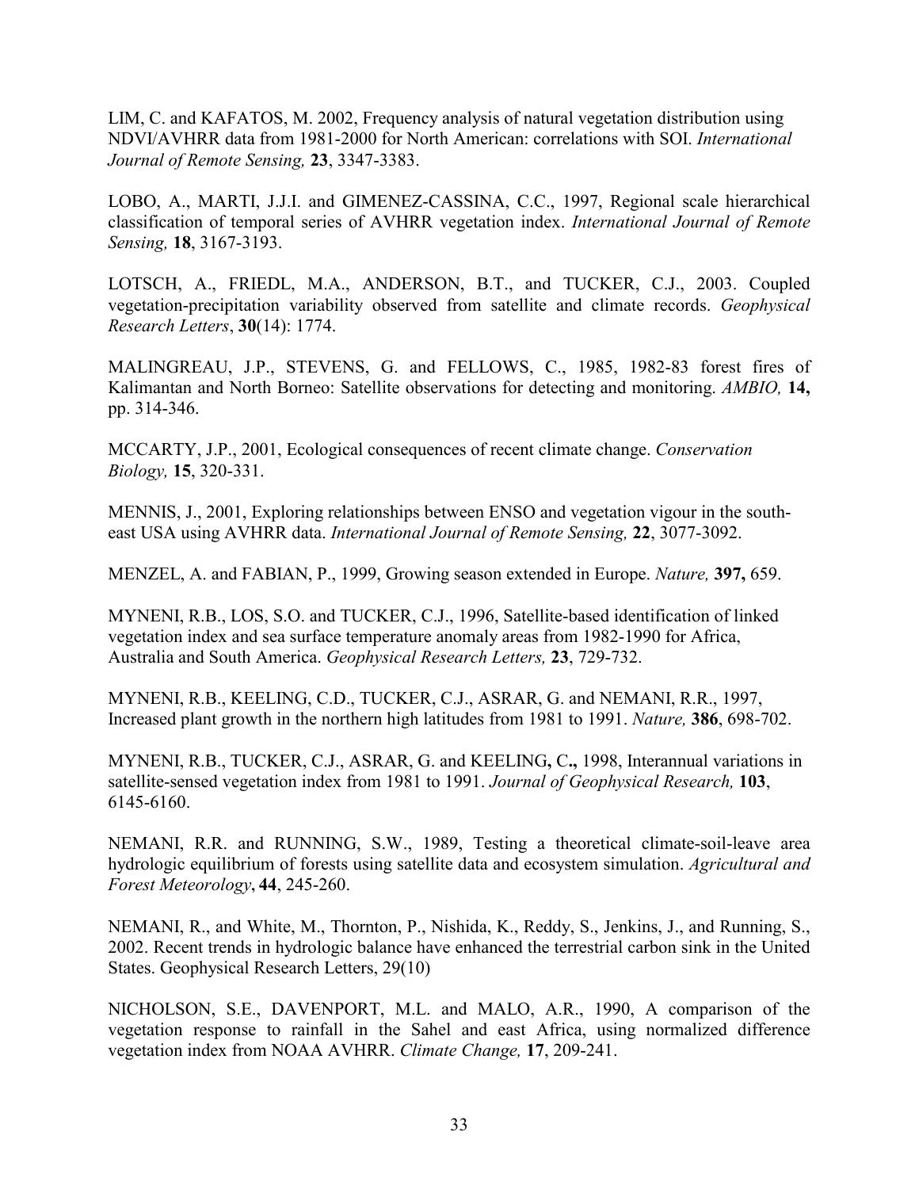LIM, C. and KAFATOS, M. 2002, Frequency analysis of natural vegetation distribution using NDVI/AVHRR data from 1981-2000 for North American: correlations with SOI. *International Journal of Remote Sensing,* **23**, 3347-3383.

LOBO, A., MARTI, J.J.I. and GIMENEZ-CASSINA, C.C., 1997, Regional scale hierarchical classification of temporal series of AVHRR vegetation index. *International Journal of Remote Sensing,* **18**, 3167-3193.

LOTSCH, A., FRIEDL, M.A., ANDERSON, B.T., and TUCKER, C.J., 2003. Coupled vegetation-precipitation variability observed from satellite and climate records. *Geophysical Research Letters*, **30**(14): 1774.

MALINGREAU, J.P., STEVENS, G. and FELLOWS, C., 1985, 1982-83 forest fires of Kalimantan and North Borneo: Satellite observations for detecting and monitoring. *AMBIO,* **14,** pp. 314-346.

MCCARTY, J.P., 2001, Ecological consequences of recent climate change. *Conservation Biology,* **15**, 320-331.

MENNIS, J., 2001, Exploring relationships between ENSO and vegetation vigour in the south-east USA using AVHRR data. *International Journal of Remote Sensing,* **22**, 3077-3092.

MENZEL, A. and FABIAN, P., 1999, Growing season extended in Europe. *Nature,* **397,** 659.

MYNENI, R.B., LOS, S.O. and TUCKER, C.J., 1996, Satellite-based identification of linked vegetation index and sea surface temperature anomaly areas from 1982-1990 for Africa, Australia and South America. *Geophysical Research Letters,* **23**, 729-732.

MYNENI, R.B., KEELING, C.D., TUCKER, C.J., ASRAR, G. and NEMANI, R.R., 1997, Increased plant growth in the northern high latitudes from 1981 to 1991. *Nature,* **386**, 698-702.

MYNENI, R.B., TUCKER, C.J., ASRAR, G. and KEELING**,** C**.,** 1998, Interannual variations in satellite-sensed vegetation index from 1981 to 1991. *Journal of Geophysical Research,* **103**, 6145-6160.

NEMANI, R.R. and RUNNING, S.W., 1989, Testing a theoretical climate-soil-leave area hydrologic equilibrium of forests using satellite data and ecosystem simulation. *Agricultural and Forest Meteorology*, **44**, 245-260.

NEMANI, R., and White, M., Thornton, P., Nishida, K., Reddy, S., Jenkins, J., and Running, S., 2002. Recent trends in hydrologic balance have enhanced the terrestrial carbon sink in the United States. Geophysical Research Letters, 29(10)

NICHOLSON, S.E., DAVENPORT, M.L. and MALO, A.R., 1990, A comparison of the vegetation response to rainfall in the Sahel and east Africa, using normalized difference vegetation index from NOAA AVHRR. *Climate Change,* **17**, 209-241.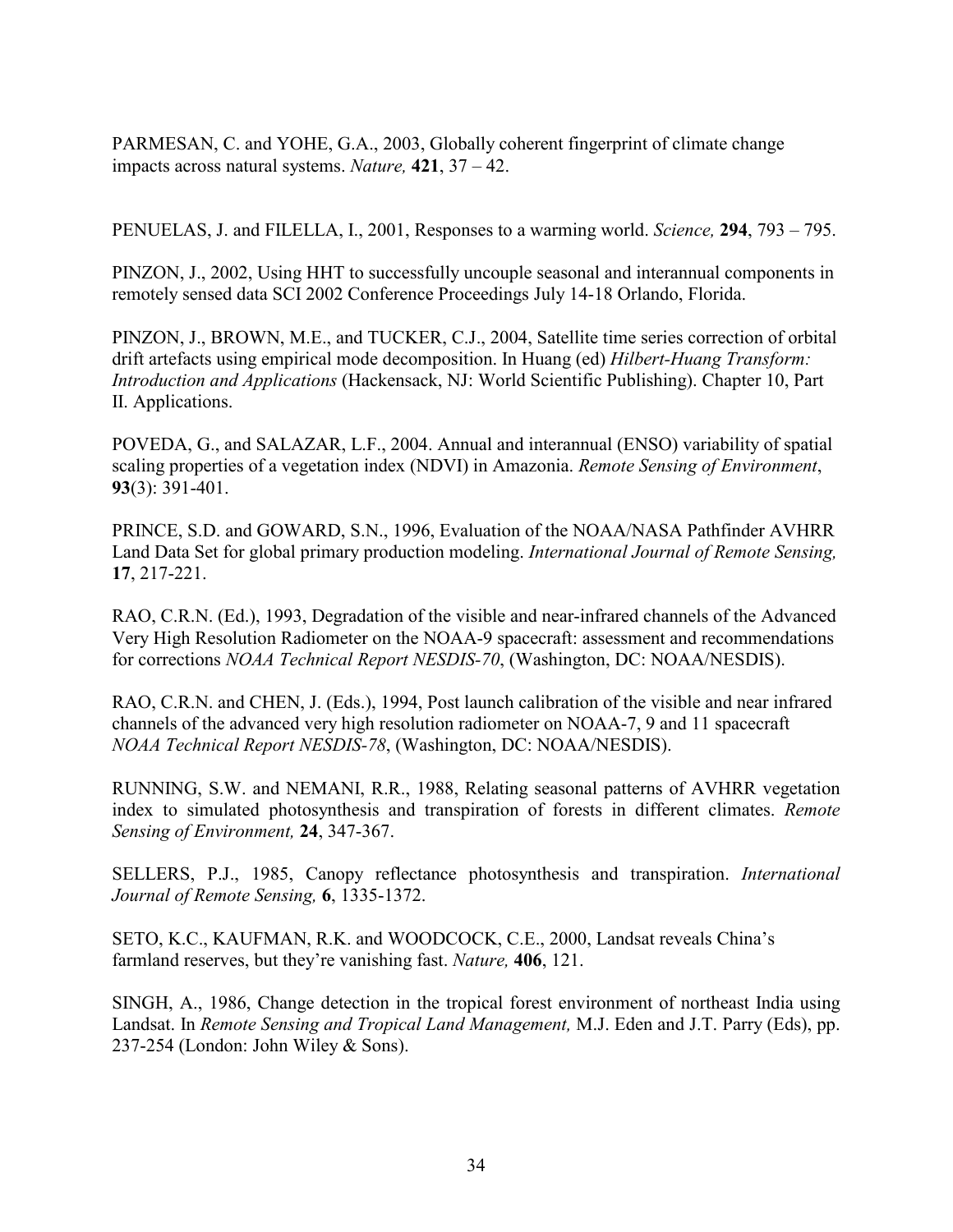PARMESAN, C. and YOHE, G.A., 2003, Globally coherent fingerprint of climate change impacts across natural systems. *Nature,* **421**, 37 – 42.

PENUELAS, J. and FILELLA, I., 2001, Responses to a warming world. *Science,* **294**, 793 – 795.

PINZON, J., 2002, Using HHT to successfully uncouple seasonal and interannual components in remotely sensed data SCI 2002 Conference Proceedings July 14-18 Orlando, Florida.

PINZON, J., BROWN, M.E., and TUCKER, C.J., 2004, Satellite time series correction of orbital drift artefacts using empirical mode decomposition. In Huang (ed) *Hilbert-Huang Transform: Introduction and Applications* (Hackensack, NJ: World Scientific Publishing). Chapter 10, Part II. Applications.

POVEDA, G., and SALAZAR, L.F., 2004. Annual and interannual (ENSO) variability of spatial scaling properties of a vegetation index (NDVI) in Amazonia. *Remote Sensing of Environment*, **93**(3): 391-401.

PRINCE, S.D. and GOWARD, S.N., 1996, Evaluation of the NOAA/NASA Pathfinder AVHRR Land Data Set for global primary production modeling. *International Journal of Remote Sensing,* **17**, 217-221.

RAO, C.R.N. (Ed.), 1993, Degradation of the visible and near-infrared channels of the Advanced Very High Resolution Radiometer on the NOAA-9 spacecraft: assessment and recommendations for corrections *NOAA Technical Report NESDIS-70*, (Washington, DC: NOAA/NESDIS).

RAO, C.R.N. and CHEN, J. (Eds.), 1994, Post launch calibration of the visible and near infrared channels of the advanced very high resolution radiometer on NOAA-7, 9 and 11 spacecraft *NOAA Technical Report NESDIS-78*, (Washington, DC: NOAA/NESDIS).

RUNNING, S.W. and NEMANI, R.R., 1988, Relating seasonal patterns of AVHRR vegetation index to simulated photosynthesis and transpiration of forests in different climates. *Remote Sensing of Environment,* **24**, 347-367.

SELLERS, P.J., 1985, Canopy reflectance photosynthesis and transpiration. *International Journal of Remote Sensing,* **6**, 1335-1372.

SETO, K.C., KAUFMAN, R.K. and WOODCOCK, C.E., 2000, Landsat reveals China's farmland reserves, but they're vanishing fast. *Nature,* **406**, 121.

SINGH, A., 1986, Change detection in the tropical forest environment of northeast India using Landsat. In *Remote Sensing and Tropical Land Management,* M.J. Eden and J.T. Parry (Eds), pp. 237-254 (London: John Wiley & Sons).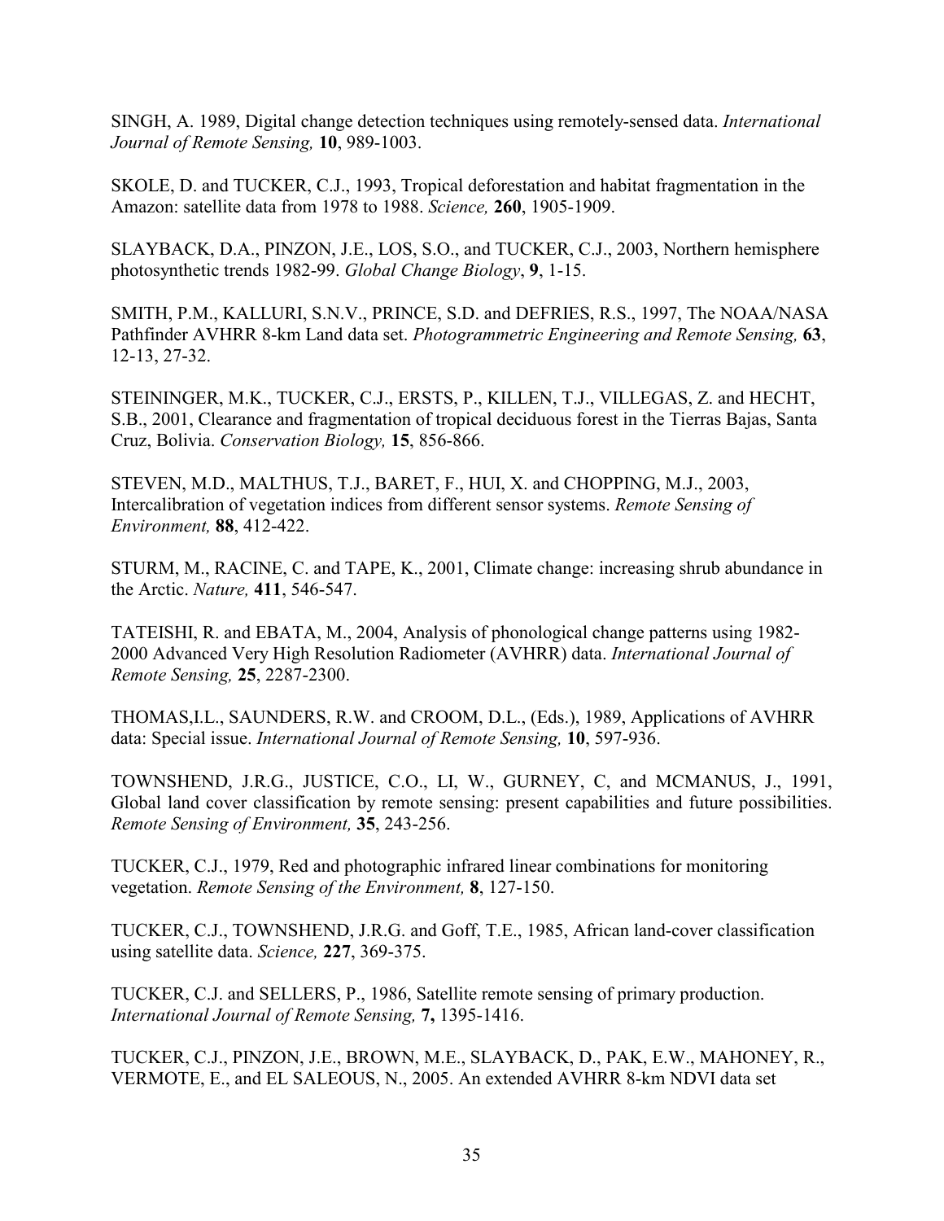SINGH, A. 1989, Digital change detection techniques using remotely-sensed data. *International Journal of Remote Sensing,* **10**, 989-1003.

SKOLE, D. and TUCKER, C.J., 1993, Tropical deforestation and habitat fragmentation in the Amazon: satellite data from 1978 to 1988. *Science,* **260**, 1905-1909.

SLAYBACK, D.A., PINZON, J.E., LOS, S.O., and TUCKER, C.J., 2003, Northern hemisphere photosynthetic trends 1982-99. *Global Change Biology*, **9**, 1-15.

SMITH, P.M., KALLURI, S.N.V., PRINCE, S.D. and DEFRIES, R.S., 1997, The NOAA/NASA Pathfinder AVHRR 8-km Land data set. *Photogrammetric Engineering and Remote Sensing,* **63**, 12-13, 27-32.

STEININGER, M.K., TUCKER, C.J., ERSTS, P., KILLEN, T.J., VILLEGAS, Z. and HECHT, S.B., 2001, Clearance and fragmentation of tropical deciduous forest in the Tierras Bajas, Santa Cruz, Bolivia. *Conservation Biology,* **15**, 856-866.

STEVEN, M.D., MALTHUS, T.J., BARET, F., HUI, X. and CHOPPING, M.J., 2003, Intercalibration of vegetation indices from different sensor systems. *Remote Sensing of Environment,* **88**, 412-422.

STURM, M., RACINE, C. and TAPE, K., 2001, Climate change: increasing shrub abundance in the Arctic. *Nature,* **411**, 546-547.

TATEISHI, R. and EBATA, M., 2004, Analysis of phonological change patterns using 1982-2000 Advanced Very High Resolution Radiometer (AVHRR) data. *International Journal of Remote Sensing,* **25**, 2287-2300.

THOMAS,I.L., SAUNDERS, R.W. and CROOM, D.L., (Eds.), 1989, Applications of AVHRR data: Special issue. *International Journal of Remote Sensing,* **10**, 597-936.

TOWNSHEND, J.R.G., JUSTICE, C.O., LI, W., GURNEY, C, and MCMANUS, J., 1991, Global land cover classification by remote sensing: present capabilities and future possibilities. *Remote Sensing of Environment,* **35**, 243-256.

TUCKER, C.J., 1979, Red and photographic infrared linear combinations for monitoring vegetation. *Remote Sensing of the Environment,* **8**, 127-150.

TUCKER, C.J., TOWNSHEND, J.R.G. and Goff, T.E., 1985, African land-cover classification using satellite data. *Science,* **227**, 369-375.

TUCKER, C.J. and SELLERS, P., 1986, Satellite remote sensing of primary production. *International Journal of Remote Sensing,* **7,** 1395-1416.

TUCKER, C.J., PINZON, J.E., BROWN, M.E., SLAYBACK, D., PAK, E.W., MAHONEY, R., VERMOTE, E., and EL SALEOUS, N., 2005. An extended AVHRR 8-km NDVI data set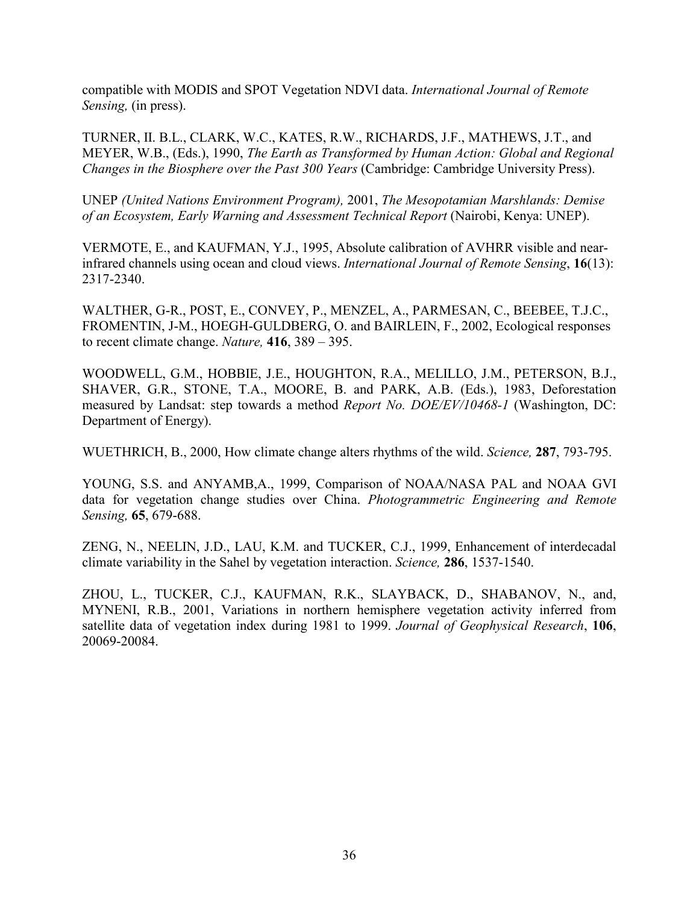compatible with MODIS and SPOT Vegetation NDVI data. *International Journal of Remote Sensing,* (in press).

TURNER, II. B.L., CLARK, W.C., KATES, R.W., RICHARDS, J.F., MATHEWS, J.T., and MEYER, W.B., (Eds.), 1990, *The Earth as Transformed by Human Action: Global and Regional Changes in the Biosphere over the Past 300 Years* (Cambridge: Cambridge University Press).

UNEP *(United Nations Environment Program),* 2001, *The Mesopotamian Marshlands: Demise of an Ecosystem, Early Warning and Assessment Technical Report* (Nairobi, Kenya: UNEP).

VERMOTE, E., and KAUFMAN, Y.J., 1995, Absolute calibration of AVHRR visible and near-infrared channels using ocean and cloud views. *International Journal of Remote Sensing*, **16**(13): 2317-2340.

WALTHER, G-R., POST, E., CONVEY, P., MENZEL, A., PARMESAN, C., BEEBEE, T.J.C., FROMENTIN, J-M., HOEGH-GULDBERG, O. and BAIRLEIN, F., 2002, Ecological responses to recent climate change. *Nature,* **416**, 389 – 395.

WOODWELL, G.M., HOBBIE, J.E., HOUGHTON, R.A., MELILLO, J.M., PETERSON, B.J., SHAVER, G.R., STONE, T.A., MOORE, B. and PARK, A.B. (Eds.), 1983, Deforestation measured by Landsat: step towards a method *Report No. DOE/EV/10468-1* (Washington, DC: Department of Energy).

WUETHRICH, B., 2000, How climate change alters rhythms of the wild. *Science,* **287**, 793-795.

YOUNG, S.S. and ANYAMB,A., 1999, Comparison of NOAA/NASA PAL and NOAA GVI data for vegetation change studies over China. *Photogrammetric Engineering and Remote Sensing,* **65**, 679-688.

ZENG, N., NEELIN, J.D., LAU, K.M. and TUCKER, C.J., 1999, Enhancement of interdecadal climate variability in the Sahel by vegetation interaction. *Science,* **286**, 1537-1540.

ZHOU, L., TUCKER, C.J., KAUFMAN, R.K., SLAYBACK, D., SHABANOV, N., and, MYNENI, R.B., 2001, Variations in northern hemisphere vegetation activity inferred from satellite data of vegetation index during 1981 to 1999. *Journal of Geophysical Research*, **106**, 20069-20084.